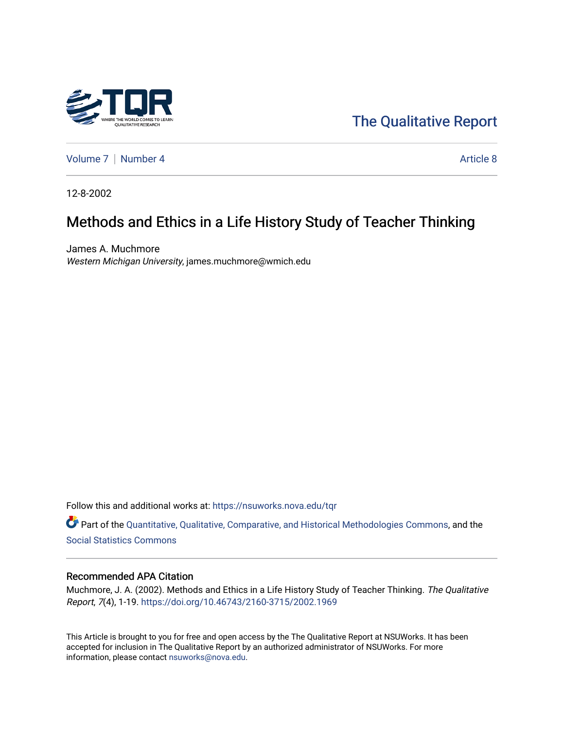The Qualitative Report

Volume 7 | Number 4 Article 8

12-8-2002

# Methods and Ethics in a Life History Study of Teacher Thinking

James A. Muchmore
*Western Michigan University*, james.muchmore@wmich.edu

Follow this and additional works at: https://nsuworks.nova.edu/tqr

Part of the Quantitative, Qualitative, Comparative, and Historical Methodologies Commons, and the Social Statistics Commons

## Recommended APA Citation

Muchmore, J. A. (2002). Methods and Ethics in a Life History Study of Teacher Thinking. *The Qualitative Report*, *7*(4), 1-19. https://doi.org/10.46743/2160-3715/2002.1969

This Article is brought to you for free and open access by the The Qualitative Report at NSUWorks. It has been accepted for inclusion in The Qualitative Report by an authorized administrator of NSUWorks. For more information, please contact nsuworks@nova.edu.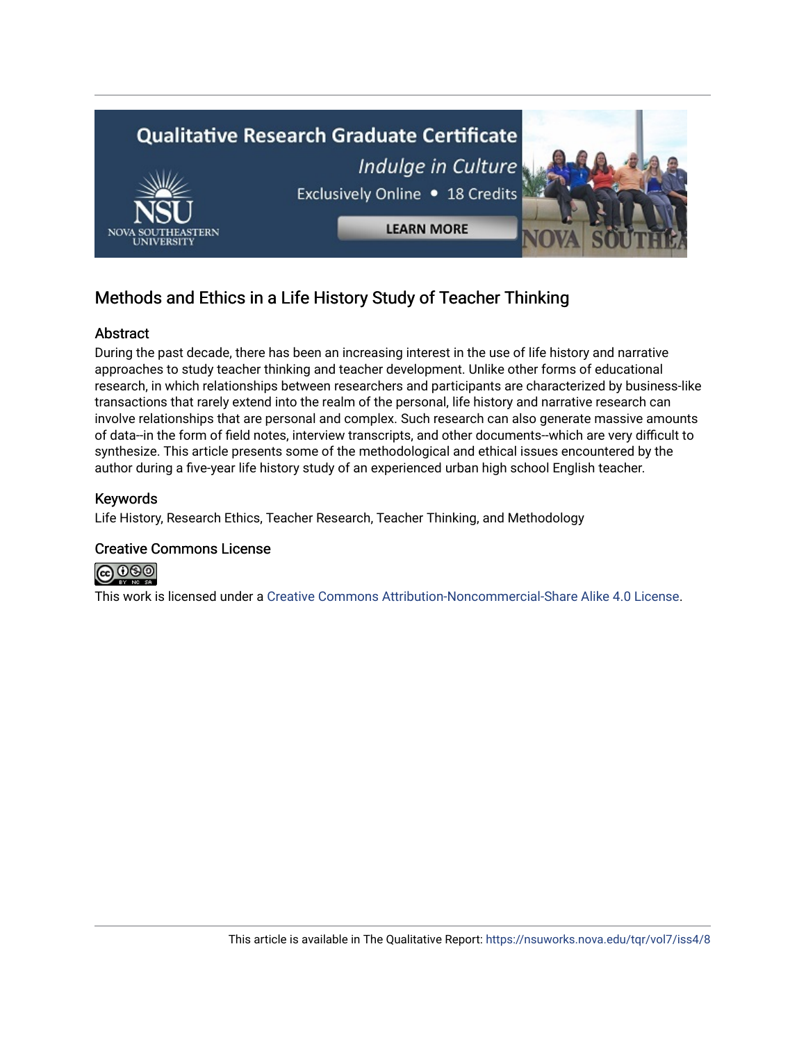# Methods and Ethics in a Life History Study of Teacher Thinking

## Abstract

During the past decade, there has been an increasing interest in the use of life history and narrative approaches to study teacher thinking and teacher development. Unlike other forms of educational research, in which relationships between researchers and participants are characterized by business-like transactions that rarely extend into the realm of the personal, life history and narrative research can involve relationships that are personal and complex. Such research can also generate massive amounts of data--in the form of field notes, interview transcripts, and other documents--which are very difficult to synthesize. This article presents some of the methodological and ethical issues encountered by the author during a five-year life history study of an experienced urban high school English teacher.

## Keywords

Life History, Research Ethics, Teacher Research, Teacher Thinking, and Methodology

## Creative Commons License

This work is licensed under a Creative Commons Attribution-Noncommercial-Share Alike 4.0 License.

This article is available in The Qualitative Report: https://nsuworks.nova.edu/tqr/vol7/iss4/8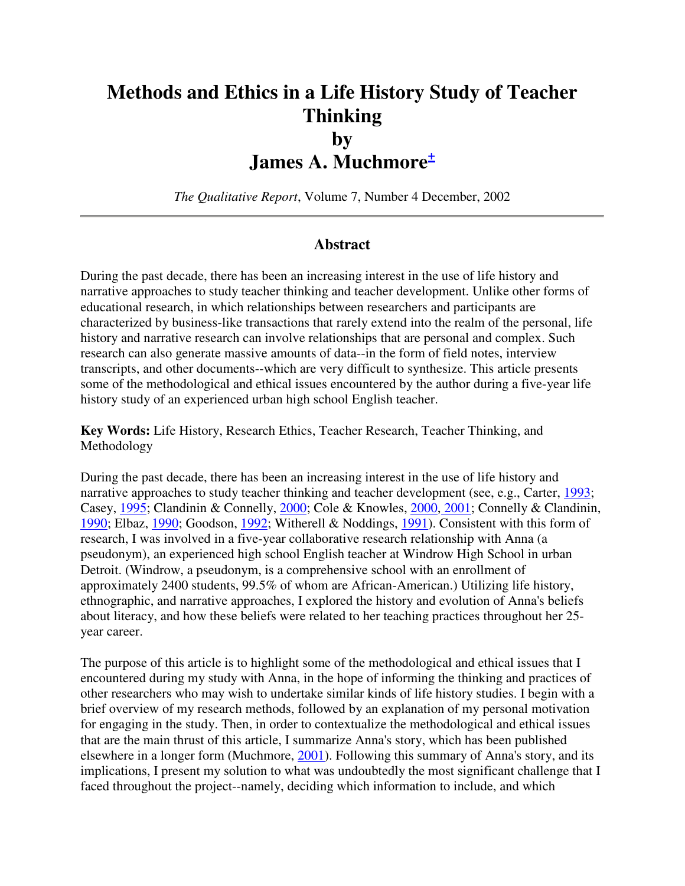# Methods and Ethics in a Life History Study of Teacher Thinking
# by
# James A. Muchmore[±]

*The Qualitative Report*, Volume 7, Number 4 December, 2002

---

## Abstract

During the past decade, there has been an increasing interest in the use of life history and narrative approaches to study teacher thinking and teacher development. Unlike other forms of educational research, in which relationships between researchers and participants are characterized by business-like transactions that rarely extend into the realm of the personal, life history and narrative research can involve relationships that are personal and complex. Such research can also generate massive amounts of data--in the form of field notes, interview transcripts, and other documents--which are very difficult to synthesize. This article presents some of the methodological and ethical issues encountered by the author during a five-year life history study of an experienced urban high school English teacher.

**Key Words:** Life History, Research Ethics, Teacher Research, Teacher Thinking, and Methodology

During the past decade, there has been an increasing interest in the use of life history and narrative approaches to study teacher thinking and teacher development (see, e.g., Carter, 1993; Casey, 1995; Clandinin & Connelly, 2000; Cole & Knowles, 2000, 2001; Connelly & Clandinin, 1990; Elbaz, 1990; Goodson, 1992; Witherell & Noddings, 1991). Consistent with this form of research, I was involved in a five-year collaborative research relationship with Anna (a pseudonym), an experienced high school English teacher at Windrow High School in urban Detroit. (Windrow, a pseudonym, is a comprehensive school with an enrollment of approximately 2400 students, 99.5% of whom are African-American.) Utilizing life history, ethnographic, and narrative approaches, I explored the history and evolution of Anna's beliefs about literacy, and how these beliefs were related to her teaching practices throughout her 25-year career.

The purpose of this article is to highlight some of the methodological and ethical issues that I encountered during my study with Anna, in the hope of informing the thinking and practices of other researchers who may wish to undertake similar kinds of life history studies. I begin with a brief overview of my research methods, followed by an explanation of my personal motivation for engaging in the study. Then, in order to contextualize the methodological and ethical issues that are the main thrust of this article, I summarize Anna's story, which has been published elsewhere in a longer form (Muchmore, 2001). Following this summary of Anna's story, and its implications, I present my solution to what was undoubtedly the most significant challenge that I faced throughout the project--namely, deciding which information to include, and which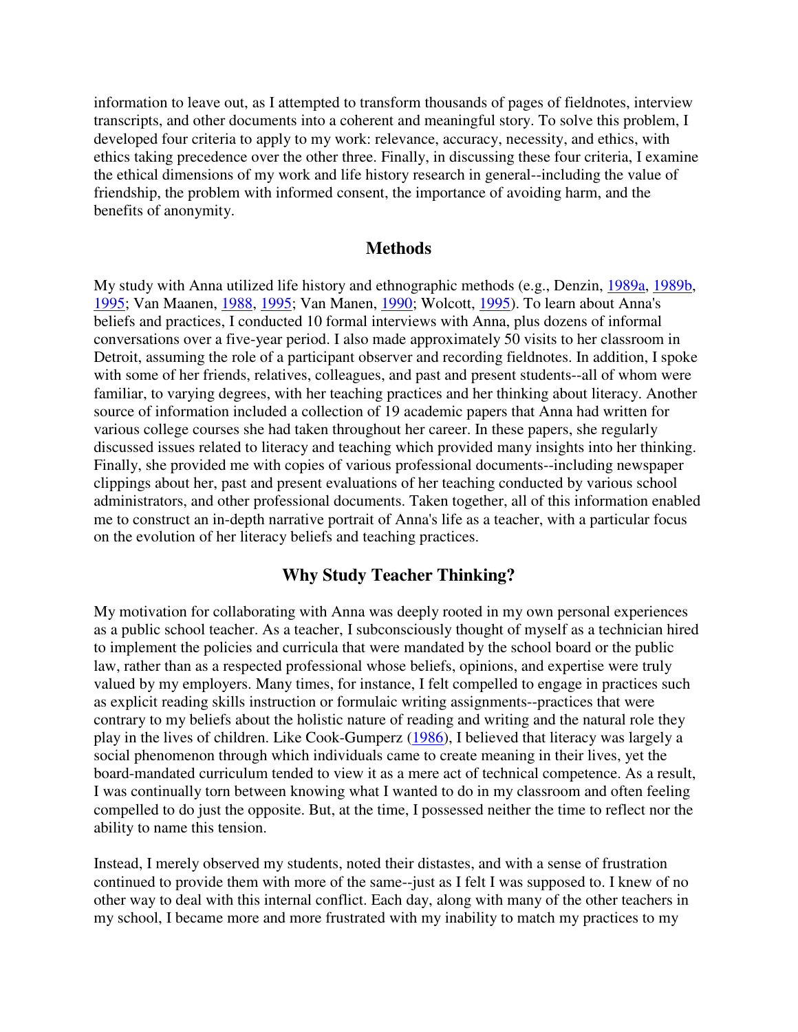information to leave out, as I attempted to transform thousands of pages of fieldnotes, interview transcripts, and other documents into a coherent and meaningful story. To solve this problem, I developed four criteria to apply to my work: relevance, accuracy, necessity, and ethics, with ethics taking precedence over the other three. Finally, in discussing these four criteria, I examine the ethical dimensions of my work and life history research in general--including the value of friendship, the problem with informed consent, the importance of avoiding harm, and the benefits of anonymity.

## Methods

My study with Anna utilized life history and ethnographic methods (e.g., Denzin, 1989a, 1989b, 1995; Van Maanen, 1988, 1995; Van Manen, 1990; Wolcott, 1995). To learn about Anna's beliefs and practices, I conducted 10 formal interviews with Anna, plus dozens of informal conversations over a five-year period. I also made approximately 50 visits to her classroom in Detroit, assuming the role of a participant observer and recording fieldnotes. In addition, I spoke with some of her friends, relatives, colleagues, and past and present students--all of whom were familiar, to varying degrees, with her teaching practices and her thinking about literacy. Another source of information included a collection of 19 academic papers that Anna had written for various college courses she had taken throughout her career. In these papers, she regularly discussed issues related to literacy and teaching which provided many insights into her thinking. Finally, she provided me with copies of various professional documents--including newspaper clippings about her, past and present evaluations of her teaching conducted by various school administrators, and other professional documents. Taken together, all of this information enabled me to construct an in-depth narrative portrait of Anna's life as a teacher, with a particular focus on the evolution of her literacy beliefs and teaching practices.

## Why Study Teacher Thinking?

My motivation for collaborating with Anna was deeply rooted in my own personal experiences as a public school teacher. As a teacher, I subconsciously thought of myself as a technician hired to implement the policies and curricula that were mandated by the school board or the public law, rather than as a respected professional whose beliefs, opinions, and expertise were truly valued by my employers. Many times, for instance, I felt compelled to engage in practices such as explicit reading skills instruction or formulaic writing assignments--practices that were contrary to my beliefs about the holistic nature of reading and writing and the natural role they play in the lives of children. Like Cook-Gumperz (1986), I believed that literacy was largely a social phenomenon through which individuals came to create meaning in their lives, yet the board-mandated curriculum tended to view it as a mere act of technical competence. As a result, I was continually torn between knowing what I wanted to do in my classroom and often feeling compelled to do just the opposite. But, at the time, I possessed neither the time to reflect nor the ability to name this tension.

Instead, I merely observed my students, noted their distastes, and with a sense of frustration continued to provide them with more of the same--just as I felt I was supposed to. I knew of no other way to deal with this internal conflict. Each day, along with many of the other teachers in my school, I became more and more frustrated with my inability to match my practices to my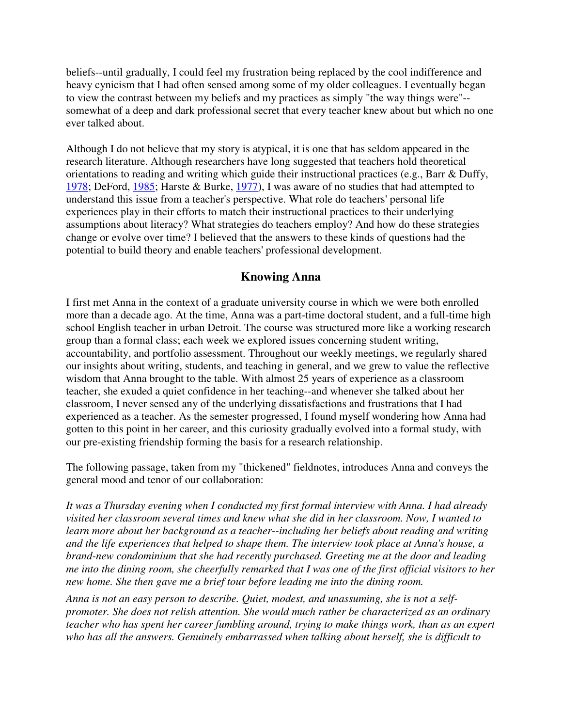beliefs--until gradually, I could feel my frustration being replaced by the cool indifference and heavy cynicism that I had often sensed among some of my older colleagues. I eventually began to view the contrast between my beliefs and my practices as simply "the way things were"--somewhat of a deep and dark professional secret that every teacher knew about but which no one ever talked about.

Although I do not believe that my story is atypical, it is one that has seldom appeared in the research literature. Although researchers have long suggested that teachers hold theoretical orientations to reading and writing which guide their instructional practices (e.g., Barr & Duffy, 1978; DeFord, 1985; Harste & Burke, 1977), I was aware of no studies that had attempted to understand this issue from a teacher's perspective. What role do teachers' personal life experiences play in their efforts to match their instructional practices to their underlying assumptions about literacy? What strategies do teachers employ? And how do these strategies change or evolve over time? I believed that the answers to these kinds of questions had the potential to build theory and enable teachers' professional development.

## Knowing Anna

I first met Anna in the context of a graduate university course in which we were both enrolled more than a decade ago. At the time, Anna was a part-time doctoral student, and a full-time high school English teacher in urban Detroit. The course was structured more like a working research group than a formal class; each week we explored issues concerning student writing, accountability, and portfolio assessment. Throughout our weekly meetings, we regularly shared our insights about writing, students, and teaching in general, and we grew to value the reflective wisdom that Anna brought to the table. With almost 25 years of experience as a classroom teacher, she exuded a quiet confidence in her teaching--and whenever she talked about her classroom, I never sensed any of the underlying dissatisfactions and frustrations that I had experienced as a teacher. As the semester progressed, I found myself wondering how Anna had gotten to this point in her career, and this curiosity gradually evolved into a formal study, with our pre-existing friendship forming the basis for a research relationship.

The following passage, taken from my "thickened" fieldnotes, introduces Anna and conveys the general mood and tenor of our collaboration:

*It was a Thursday evening when I conducted my first formal interview with Anna. I had already visited her classroom several times and knew what she did in her classroom. Now, I wanted to learn more about her background as a teacher--including her beliefs about reading and writing and the life experiences that helped to shape them. The interview took place at Anna's house, a brand-new condominium that she had recently purchased. Greeting me at the door and leading me into the dining room, she cheerfully remarked that I was one of the first official visitors to her new home. She then gave me a brief tour before leading me into the dining room.*

*Anna is not an easy person to describe. Quiet, modest, and unassuming, she is not a self-promoter. She does not relish attention. She would much rather be characterized as an ordinary teacher who has spent her career fumbling around, trying to make things work, than as an expert who has all the answers. Genuinely embarrassed when talking about herself, she is difficult to*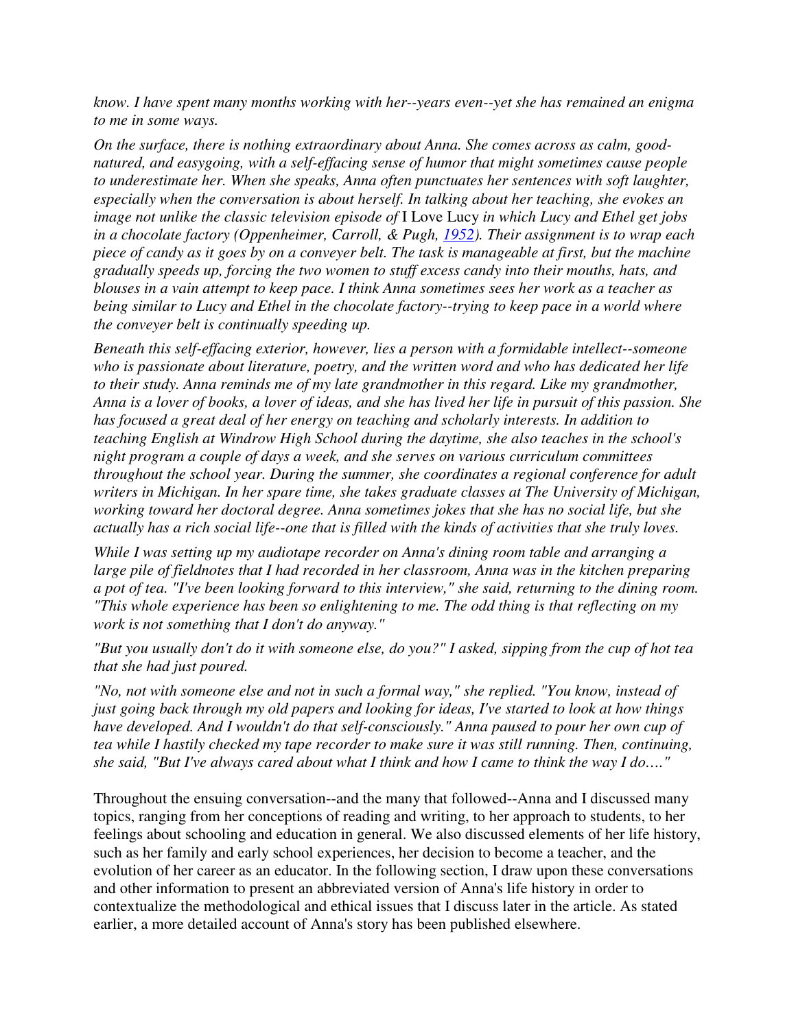*know. I have spent many months working with her--years even--yet she has remained an enigma to me in some ways.*

*On the surface, there is nothing extraordinary about Anna. She comes across as calm, good-natured, and easygoing, with a self-effacing sense of humor that might sometimes cause people to underestimate her. When she speaks, Anna often punctuates her sentences with soft laughter, especially when the conversation is about herself. In talking about her teaching, she evokes an image not unlike the classic television episode of* I Love Lucy *in which Lucy and Ethel get jobs in a chocolate factory (Oppenheimer, Carroll, & Pugh, 1952). Their assignment is to wrap each piece of candy as it goes by on a conveyer belt. The task is manageable at first, but the machine gradually speeds up, forcing the two women to stuff excess candy into their mouths, hats, and blouses in a vain attempt to keep pace. I think Anna sometimes sees her work as a teacher as being similar to Lucy and Ethel in the chocolate factory--trying to keep pace in a world where the conveyer belt is continually speeding up.*

*Beneath this self-effacing exterior, however, lies a person with a formidable intellect--someone who is passionate about literature, poetry, and the written word and who has dedicated her life to their study. Anna reminds me of my late grandmother in this regard. Like my grandmother, Anna is a lover of books, a lover of ideas, and she has lived her life in pursuit of this passion. She has focused a great deal of her energy on teaching and scholarly interests. In addition to teaching English at Windrow High School during the daytime, she also teaches in the school's night program a couple of days a week, and she serves on various curriculum committees throughout the school year. During the summer, she coordinates a regional conference for adult writers in Michigan. In her spare time, she takes graduate classes at The University of Michigan, working toward her doctoral degree. Anna sometimes jokes that she has no social life, but she actually has a rich social life--one that is filled with the kinds of activities that she truly loves.*

*While I was setting up my audiotape recorder on Anna's dining room table and arranging a large pile of fieldnotes that I had recorded in her classroom, Anna was in the kitchen preparing a pot of tea. "I've been looking forward to this interview," she said, returning to the dining room. "This whole experience has been so enlightening to me. The odd thing is that reflecting on my work is not something that I don't do anyway."*

*"But you usually don't do it with someone else, do you?" I asked, sipping from the cup of hot tea that she had just poured.*

*"No, not with someone else and not in such a formal way," she replied. "You know, instead of just going back through my old papers and looking for ideas, I've started to look at how things have developed. And I wouldn't do that self-consciously." Anna paused to pour her own cup of tea while I hastily checked my tape recorder to make sure it was still running. Then, continuing, she said, "But I've always cared about what I think and how I came to think the way I do…."*

Throughout the ensuing conversation--and the many that followed--Anna and I discussed many topics, ranging from her conceptions of reading and writing, to her approach to students, to her feelings about schooling and education in general. We also discussed elements of her life history, such as her family and early school experiences, her decision to become a teacher, and the evolution of her career as an educator. In the following section, I draw upon these conversations and other information to present an abbreviated version of Anna's life history in order to contextualize the methodological and ethical issues that I discuss later in the article. As stated earlier, a more detailed account of Anna's story has been published elsewhere.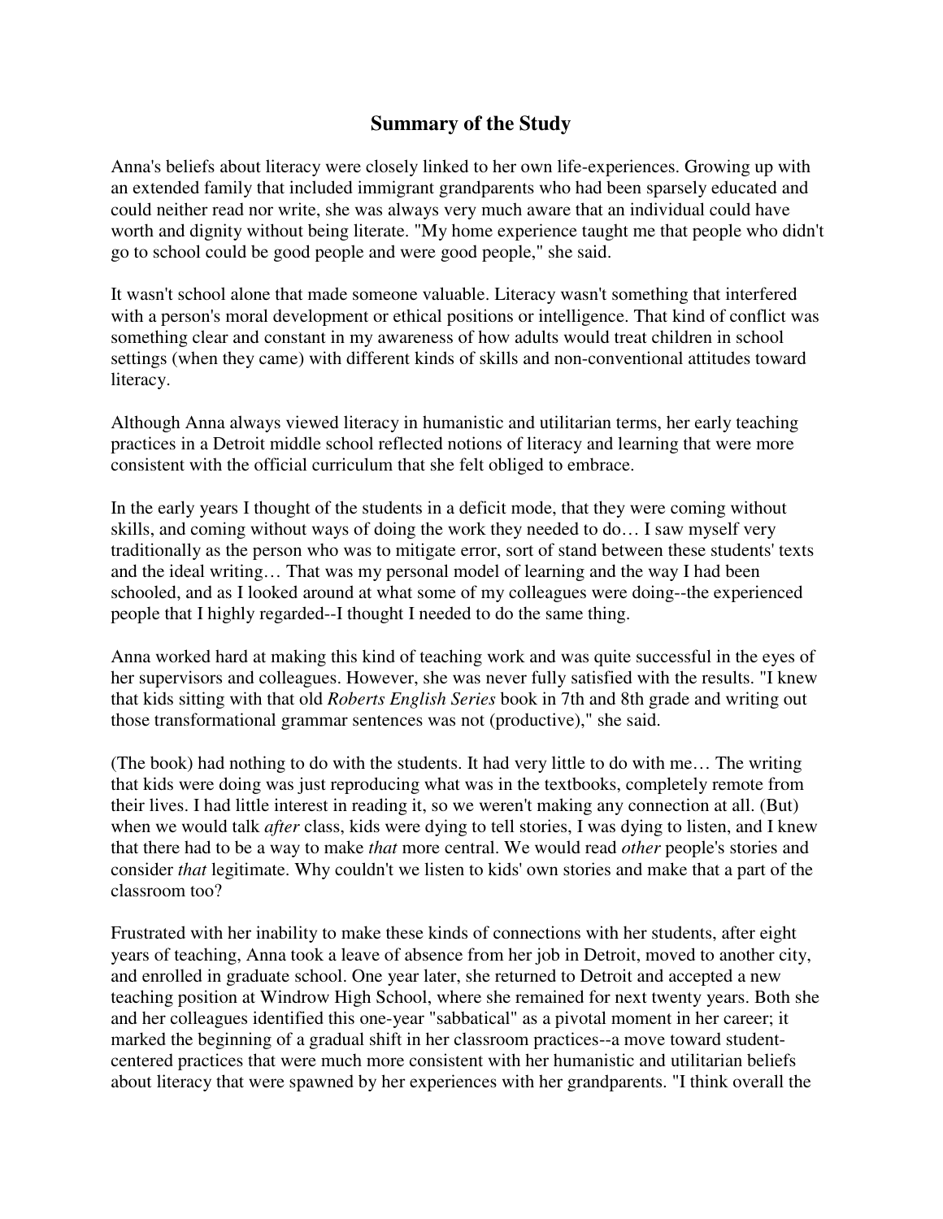## Summary of the Study

Anna's beliefs about literacy were closely linked to her own life-experiences. Growing up with an extended family that included immigrant grandparents who had been sparsely educated and could neither read nor write, she was always very much aware that an individual could have worth and dignity without being literate. "My home experience taught me that people who didn't go to school could be good people and were good people," she said.

It wasn't school alone that made someone valuable. Literacy wasn't something that interfered with a person's moral development or ethical positions or intelligence. That kind of conflict was something clear and constant in my awareness of how adults would treat children in school settings (when they came) with different kinds of skills and non-conventional attitudes toward literacy.

Although Anna always viewed literacy in humanistic and utilitarian terms, her early teaching practices in a Detroit middle school reflected notions of literacy and learning that were more consistent with the official curriculum that she felt obliged to embrace.

In the early years I thought of the students in a deficit mode, that they were coming without skills, and coming without ways of doing the work they needed to do… I saw myself very traditionally as the person who was to mitigate error, sort of stand between these students' texts and the ideal writing… That was my personal model of learning and the way I had been schooled, and as I looked around at what some of my colleagues were doing--the experienced people that I highly regarded--I thought I needed to do the same thing.

Anna worked hard at making this kind of teaching work and was quite successful in the eyes of her supervisors and colleagues. However, she was never fully satisfied with the results. "I knew that kids sitting with that old *Roberts English Series* book in 7th and 8th grade and writing out those transformational grammar sentences was not (productive)," she said.

(The book) had nothing to do with the students. It had very little to do with me… The writing that kids were doing was just reproducing what was in the textbooks, completely remote from their lives. I had little interest in reading it, so we weren't making any connection at all. (But) when we would talk *after* class, kids were dying to tell stories, I was dying to listen, and I knew that there had to be a way to make *that* more central. We would read *other* people's stories and consider *that* legitimate. Why couldn't we listen to kids' own stories and make that a part of the classroom too?

Frustrated with her inability to make these kinds of connections with her students, after eight years of teaching, Anna took a leave of absence from her job in Detroit, moved to another city, and enrolled in graduate school. One year later, she returned to Detroit and accepted a new teaching position at Windrow High School, where she remained for next twenty years. Both she and her colleagues identified this one-year "sabbatical" as a pivotal moment in her career; it marked the beginning of a gradual shift in her classroom practices--a move toward student-centered practices that were much more consistent with her humanistic and utilitarian beliefs about literacy that were spawned by her experiences with her grandparents. "I think overall the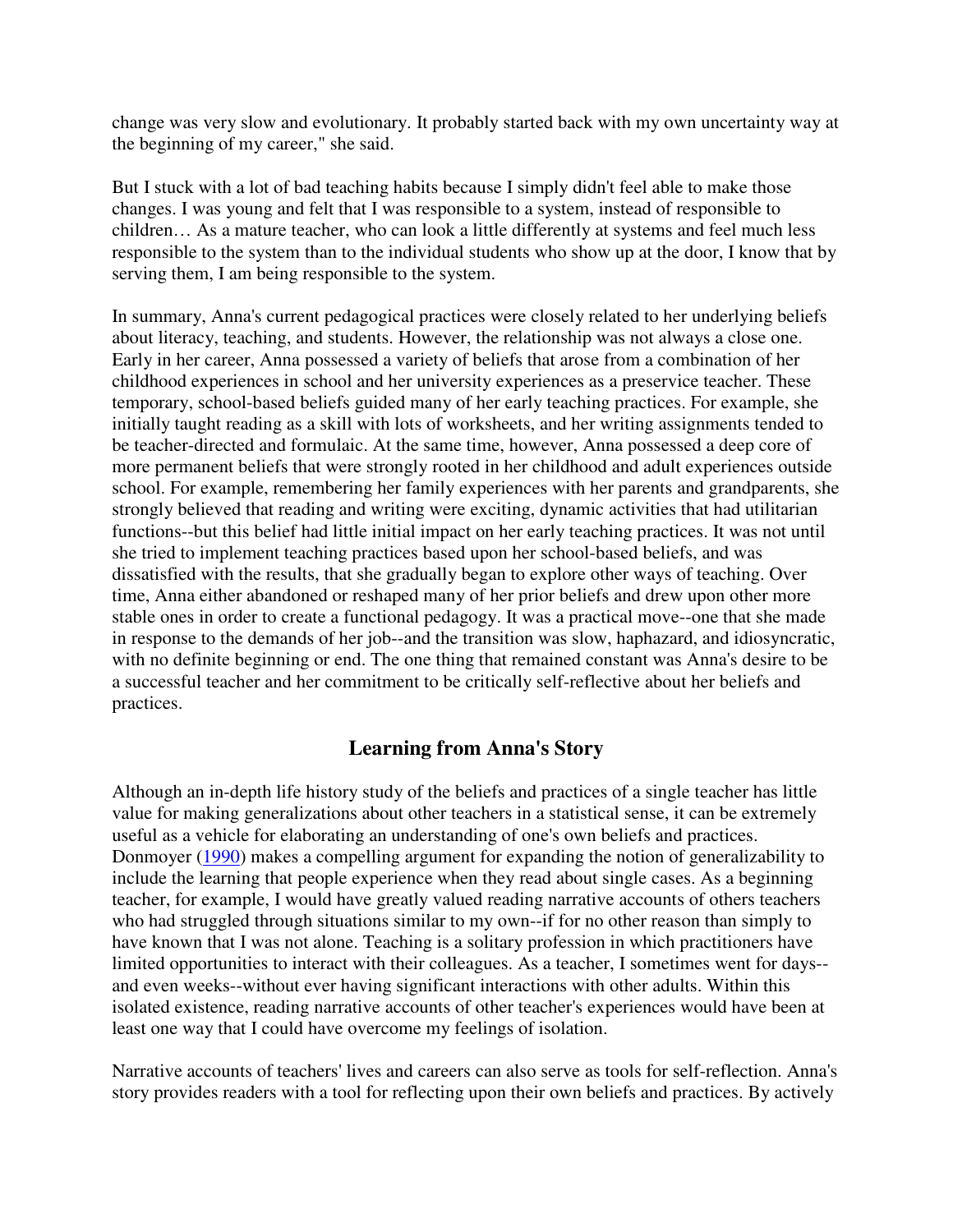change was very slow and evolutionary. It probably started back with my own uncertainty way at the beginning of my career," she said.

> But I stuck with a lot of bad teaching habits because I simply didn't feel able to make those changes. I was young and felt that I was responsible to a system, instead of responsible to children… As a mature teacher, who can look a little differently at systems and feel much less responsible to the system than to the individual students who show up at the door, I know that by serving them, I am being responsible to the system.

In summary, Anna's current pedagogical practices were closely related to her underlying beliefs about literacy, teaching, and students. However, the relationship was not always a close one. Early in her career, Anna possessed a variety of beliefs that arose from a combination of her childhood experiences in school and her university experiences as a preservice teacher. These temporary, school-based beliefs guided many of her early teaching practices. For example, she initially taught reading as a skill with lots of worksheets, and her writing assignments tended to be teacher-directed and formulaic. At the same time, however, Anna possessed a deep core of more permanent beliefs that were strongly rooted in her childhood and adult experiences outside school. For example, remembering her family experiences with her parents and grandparents, she strongly believed that reading and writing were exciting, dynamic activities that had utilitarian functions--but this belief had little initial impact on her early teaching practices. It was not until she tried to implement teaching practices based upon her school-based beliefs, and was dissatisfied with the results, that she gradually began to explore other ways of teaching. Over time, Anna either abandoned or reshaped many of her prior beliefs and drew upon other more stable ones in order to create a functional pedagogy. It was a practical move--one that she made in response to the demands of her job--and the transition was slow, haphazard, and idiosyncratic, with no definite beginning or end. The one thing that remained constant was Anna's desire to be a successful teacher and her commitment to be critically self-reflective about her beliefs and practices.

## Learning from Anna's Story

Although an in-depth life history study of the beliefs and practices of a single teacher has little value for making generalizations about other teachers in a statistical sense, it can be extremely useful as a vehicle for elaborating an understanding of one's own beliefs and practices. Donmoyer (1990) makes a compelling argument for expanding the notion of generalizability to include the learning that people experience when they read about single cases. As a beginning teacher, for example, I would have greatly valued reading narrative accounts of others teachers who had struggled through situations similar to my own--if for no other reason than simply to have known that I was not alone. Teaching is a solitary profession in which practitioners have limited opportunities to interact with their colleagues. As a teacher, I sometimes went for days--and even weeks--without ever having significant interactions with other adults. Within this isolated existence, reading narrative accounts of other teacher's experiences would have been at least one way that I could have overcome my feelings of isolation.

Narrative accounts of teachers' lives and careers can also serve as tools for self-reflection. Anna's story provides readers with a tool for reflecting upon their own beliefs and practices. By actively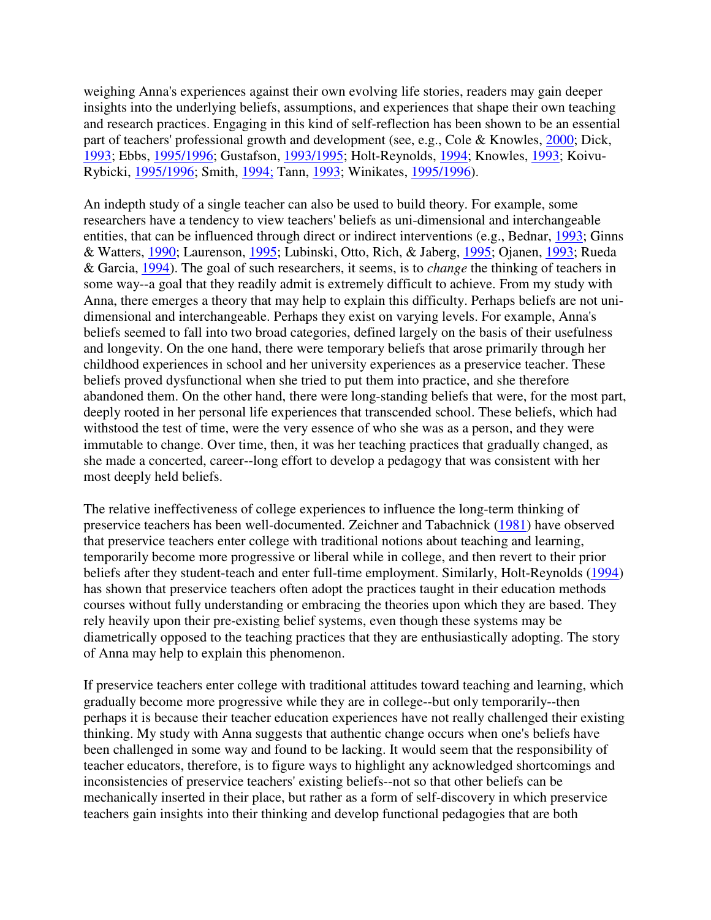weighing Anna's experiences against their own evolving life stories, readers may gain deeper insights into the underlying beliefs, assumptions, and experiences that shape their own teaching and research practices. Engaging in this kind of self-reflection has been shown to be an essential part of teachers' professional growth and development (see, e.g., Cole & Knowles, 2000; Dick, 1993; Ebbs, 1995/1996; Gustafson, 1993/1995; Holt-Reynolds, 1994; Knowles, 1993; Koivu-Rybicki, 1995/1996; Smith, 1994; Tann, 1993; Winikates, 1995/1996).

An indepth study of a single teacher can also be used to build theory. For example, some researchers have a tendency to view teachers' beliefs as uni-dimensional and interchangeable entities, that can be influenced through direct or indirect interventions (e.g., Bednar, 1993; Ginns & Watters, 1990; Laurenson, 1995; Lubinski, Otto, Rich, & Jaberg, 1995; Ojanen, 1993; Rueda & Garcia, 1994). The goal of such researchers, it seems, is to *change* the thinking of teachers in some way--a goal that they readily admit is extremely difficult to achieve. From my study with Anna, there emerges a theory that may help to explain this difficulty. Perhaps beliefs are not uni-dimensional and interchangeable. Perhaps they exist on varying levels. For example, Anna's beliefs seemed to fall into two broad categories, defined largely on the basis of their usefulness and longevity. On the one hand, there were temporary beliefs that arose primarily through her childhood experiences in school and her university experiences as a preservice teacher. These beliefs proved dysfunctional when she tried to put them into practice, and she therefore abandoned them. On the other hand, there were long-standing beliefs that were, for the most part, deeply rooted in her personal life experiences that transcended school. These beliefs, which had withstood the test of time, were the very essence of who she was as a person, and they were immutable to change. Over time, then, it was her teaching practices that gradually changed, as she made a concerted, career--long effort to develop a pedagogy that was consistent with her most deeply held beliefs.

The relative ineffectiveness of college experiences to influence the long-term thinking of preservice teachers has been well-documented. Zeichner and Tabachnick (1981) have observed that preservice teachers enter college with traditional notions about teaching and learning, temporarily become more progressive or liberal while in college, and then revert to their prior beliefs after they student-teach and enter full-time employment. Similarly, Holt-Reynolds (1994) has shown that preservice teachers often adopt the practices taught in their education methods courses without fully understanding or embracing the theories upon which they are based. They rely heavily upon their pre-existing belief systems, even though these systems may be diametrically opposed to the teaching practices that they are enthusiastically adopting. The story of Anna may help to explain this phenomenon.

If preservice teachers enter college with traditional attitudes toward teaching and learning, which gradually become more progressive while they are in college--but only temporarily--then perhaps it is because their teacher education experiences have not really challenged their existing thinking. My study with Anna suggests that authentic change occurs when one's beliefs have been challenged in some way and found to be lacking. It would seem that the responsibility of teacher educators, therefore, is to figure ways to highlight any acknowledged shortcomings and inconsistencies of preservice teachers' existing beliefs--not so that other beliefs can be mechanically inserted in their place, but rather as a form of self-discovery in which preservice teachers gain insights into their thinking and develop functional pedagogies that are both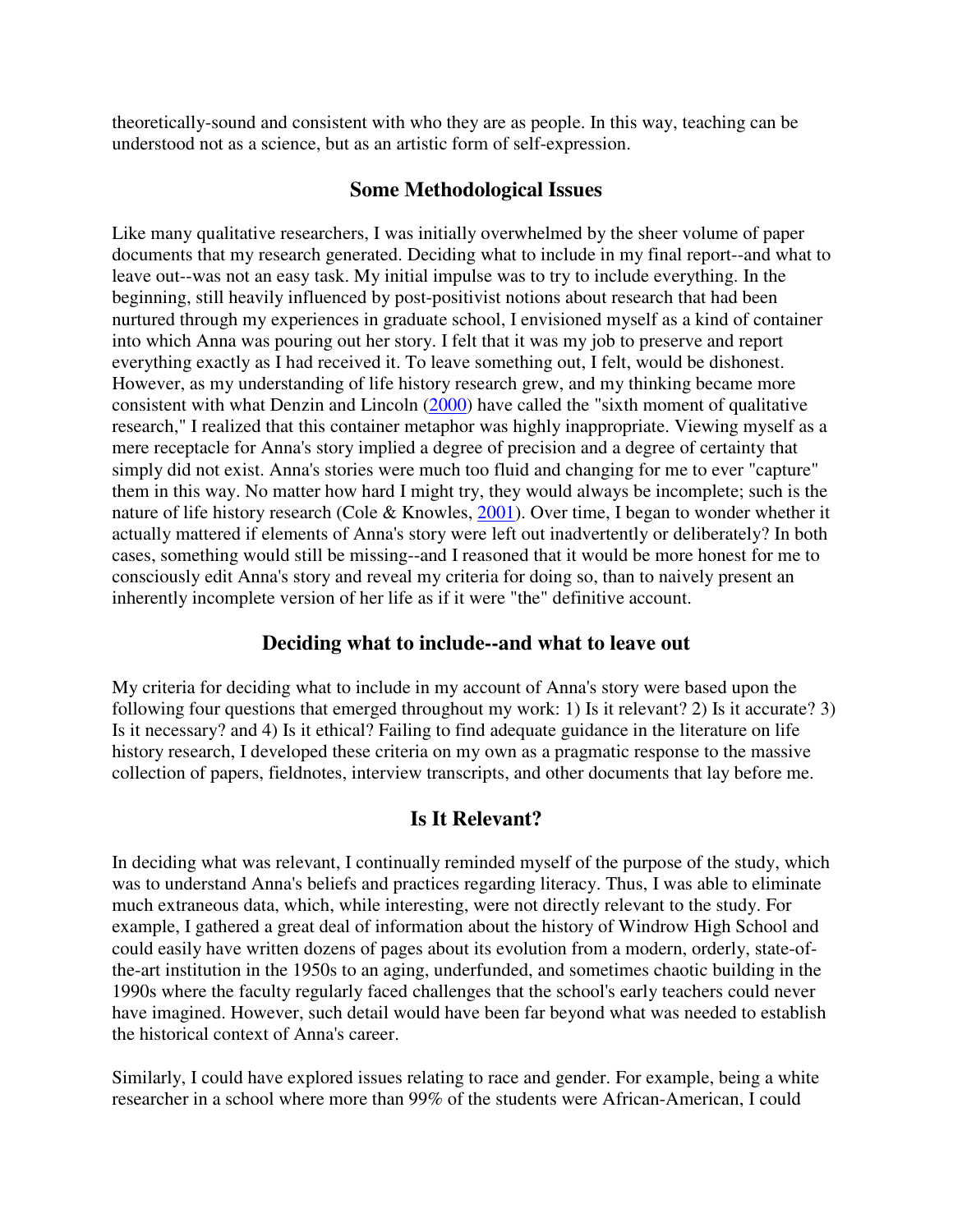theoretically-sound and consistent with who they are as people. In this way, teaching can be understood not as a science, but as an artistic form of self-expression.

## Some Methodological Issues

Like many qualitative researchers, I was initially overwhelmed by the sheer volume of paper documents that my research generated. Deciding what to include in my final report--and what to leave out--was not an easy task. My initial impulse was to try to include everything. In the beginning, still heavily influenced by post-positivist notions about research that had been nurtured through my experiences in graduate school, I envisioned myself as a kind of container into which Anna was pouring out her story. I felt that it was my job to preserve and report everything exactly as I had received it. To leave something out, I felt, would be dishonest. However, as my understanding of life history research grew, and my thinking became more consistent with what Denzin and Lincoln (2000) have called the "sixth moment of qualitative research," I realized that this container metaphor was highly inappropriate. Viewing myself as a mere receptacle for Anna's story implied a degree of precision and a degree of certainty that simply did not exist. Anna's stories were much too fluid and changing for me to ever "capture" them in this way. No matter how hard I might try, they would always be incomplete; such is the nature of life history research (Cole & Knowles, 2001). Over time, I began to wonder whether it actually mattered if elements of Anna's story were left out inadvertently or deliberately? In both cases, something would still be missing--and I reasoned that it would be more honest for me to consciously edit Anna's story and reveal my criteria for doing so, than to naively present an inherently incomplete version of her life as if it were "the" definitive account.

## Deciding what to include--and what to leave out

My criteria for deciding what to include in my account of Anna's story were based upon the following four questions that emerged throughout my work: 1) Is it relevant? 2) Is it accurate? 3) Is it necessary? and 4) Is it ethical? Failing to find adequate guidance in the literature on life history research, I developed these criteria on my own as a pragmatic response to the massive collection of papers, fieldnotes, interview transcripts, and other documents that lay before me.

## Is It Relevant?

In deciding what was relevant, I continually reminded myself of the purpose of the study, which was to understand Anna's beliefs and practices regarding literacy. Thus, I was able to eliminate much extraneous data, which, while interesting, were not directly relevant to the study. For example, I gathered a great deal of information about the history of Windrow High School and could easily have written dozens of pages about its evolution from a modern, orderly, state-of-the-art institution in the 1950s to an aging, underfunded, and sometimes chaotic building in the 1990s where the faculty regularly faced challenges that the school's early teachers could never have imagined. However, such detail would have been far beyond what was needed to establish the historical context of Anna's career.

Similarly, I could have explored issues relating to race and gender. For example, being a white researcher in a school where more than 99% of the students were African-American, I could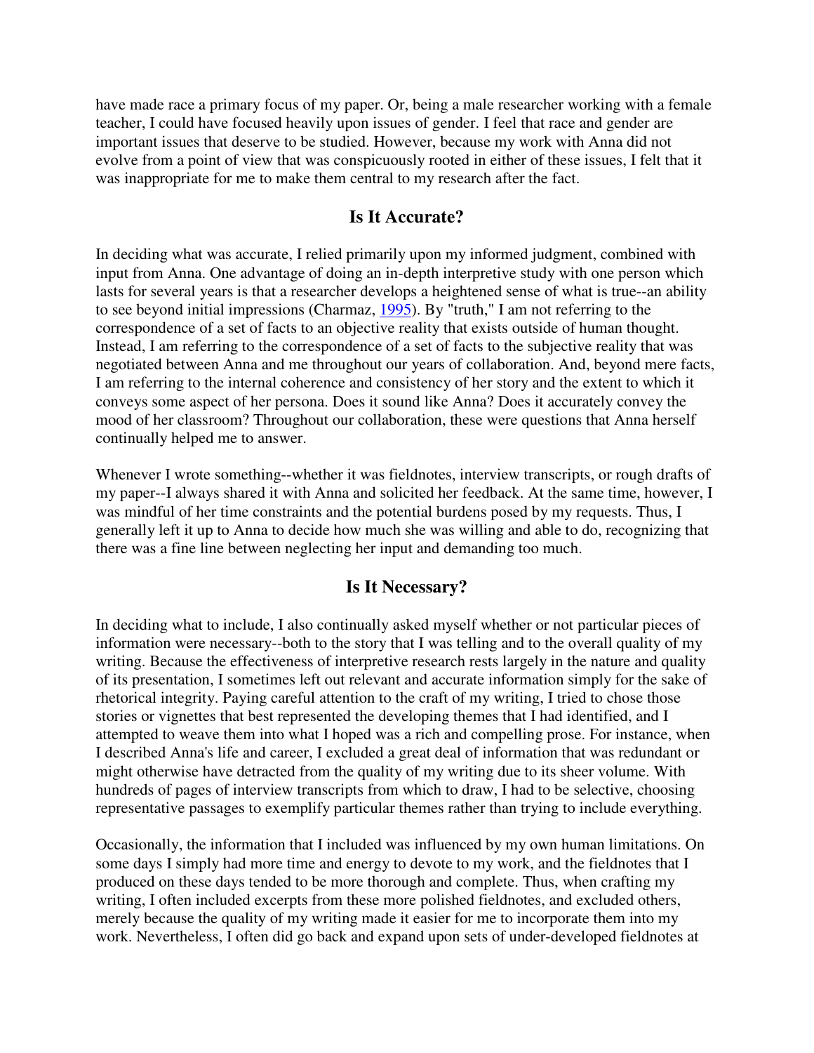have made race a primary focus of my paper. Or, being a male researcher working with a female teacher, I could have focused heavily upon issues of gender. I feel that race and gender are important issues that deserve to be studied. However, because my work with Anna did not evolve from a point of view that was conspicuously rooted in either of these issues, I felt that it was inappropriate for me to make them central to my research after the fact.

## Is It Accurate?

In deciding what was accurate, I relied primarily upon my informed judgment, combined with input from Anna. One advantage of doing an in-depth interpretive study with one person which lasts for several years is that a researcher develops a heightened sense of what is true--an ability to see beyond initial impressions (Charmaz, 1995). By "truth," I am not referring to the correspondence of a set of facts to an objective reality that exists outside of human thought. Instead, I am referring to the correspondence of a set of facts to the subjective reality that was negotiated between Anna and me throughout our years of collaboration. And, beyond mere facts, I am referring to the internal coherence and consistency of her story and the extent to which it conveys some aspect of her persona. Does it sound like Anna? Does it accurately convey the mood of her classroom? Throughout our collaboration, these were questions that Anna herself continually helped me to answer.

Whenever I wrote something--whether it was fieldnotes, interview transcripts, or rough drafts of my paper--I always shared it with Anna and solicited her feedback. At the same time, however, I was mindful of her time constraints and the potential burdens posed by my requests. Thus, I generally left it up to Anna to decide how much she was willing and able to do, recognizing that there was a fine line between neglecting her input and demanding too much.

## Is It Necessary?

In deciding what to include, I also continually asked myself whether or not particular pieces of information were necessary--both to the story that I was telling and to the overall quality of my writing. Because the effectiveness of interpretive research rests largely in the nature and quality of its presentation, I sometimes left out relevant and accurate information simply for the sake of rhetorical integrity. Paying careful attention to the craft of my writing, I tried to chose those stories or vignettes that best represented the developing themes that I had identified, and I attempted to weave them into what I hoped was a rich and compelling prose. For instance, when I described Anna's life and career, I excluded a great deal of information that was redundant or might otherwise have detracted from the quality of my writing due to its sheer volume. With hundreds of pages of interview transcripts from which to draw, I had to be selective, choosing representative passages to exemplify particular themes rather than trying to include everything.

Occasionally, the information that I included was influenced by my own human limitations. On some days I simply had more time and energy to devote to my work, and the fieldnotes that I produced on these days tended to be more thorough and complete. Thus, when crafting my writing, I often included excerpts from these more polished fieldnotes, and excluded others, merely because the quality of my writing made it easier for me to incorporate them into my work. Nevertheless, I often did go back and expand upon sets of under-developed fieldnotes at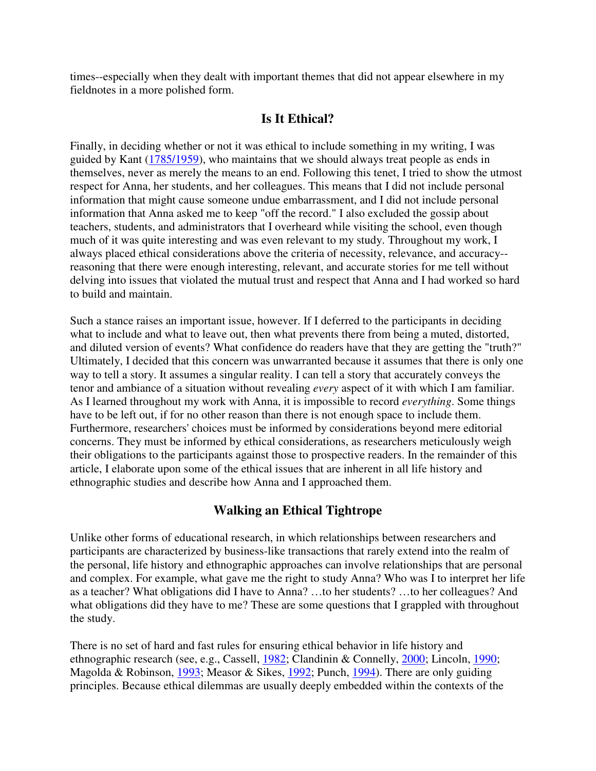times--especially when they dealt with important themes that did not appear elsewhere in my fieldnotes in a more polished form.

## Is It Ethical?

Finally, in deciding whether or not it was ethical to include something in my writing, I was guided by Kant (1785/1959), who maintains that we should always treat people as ends in themselves, never as merely the means to an end. Following this tenet, I tried to show the utmost respect for Anna, her students, and her colleagues. This means that I did not include personal information that might cause someone undue embarrassment, and I did not include personal information that Anna asked me to keep "off the record." I also excluded the gossip about teachers, students, and administrators that I overheard while visiting the school, even though much of it was quite interesting and was even relevant to my study. Throughout my work, I always placed ethical considerations above the criteria of necessity, relevance, and accuracy--reasoning that there were enough interesting, relevant, and accurate stories for me tell without delving into issues that violated the mutual trust and respect that Anna and I had worked so hard to build and maintain.

Such a stance raises an important issue, however. If I deferred to the participants in deciding what to include and what to leave out, then what prevents there from being a muted, distorted, and diluted version of events? What confidence do readers have that they are getting the "truth?" Ultimately, I decided that this concern was unwarranted because it assumes that there is only one way to tell a story. It assumes a singular reality. I can tell a story that accurately conveys the tenor and ambiance of a situation without revealing *every* aspect of it with which I am familiar. As I learned throughout my work with Anna, it is impossible to record *everything*. Some things have to be left out, if for no other reason than there is not enough space to include them. Furthermore, researchers' choices must be informed by considerations beyond mere editorial concerns. They must be informed by ethical considerations, as researchers meticulously weigh their obligations to the participants against those to prospective readers. In the remainder of this article, I elaborate upon some of the ethical issues that are inherent in all life history and ethnographic studies and describe how Anna and I approached them.

## Walking an Ethical Tightrope

Unlike other forms of educational research, in which relationships between researchers and participants are characterized by business-like transactions that rarely extend into the realm of the personal, life history and ethnographic approaches can involve relationships that are personal and complex. For example, what gave me the right to study Anna? Who was I to interpret her life as a teacher? What obligations did I have to Anna? …to her students? …to her colleagues? And what obligations did they have to me? These are some questions that I grappled with throughout the study.

There is no set of hard and fast rules for ensuring ethical behavior in life history and ethnographic research (see, e.g., Cassell, 1982; Clandinin & Connelly, 2000; Lincoln, 1990; Magolda & Robinson, 1993; Measor & Sikes, 1992; Punch, 1994). There are only guiding principles. Because ethical dilemmas are usually deeply embedded within the contexts of the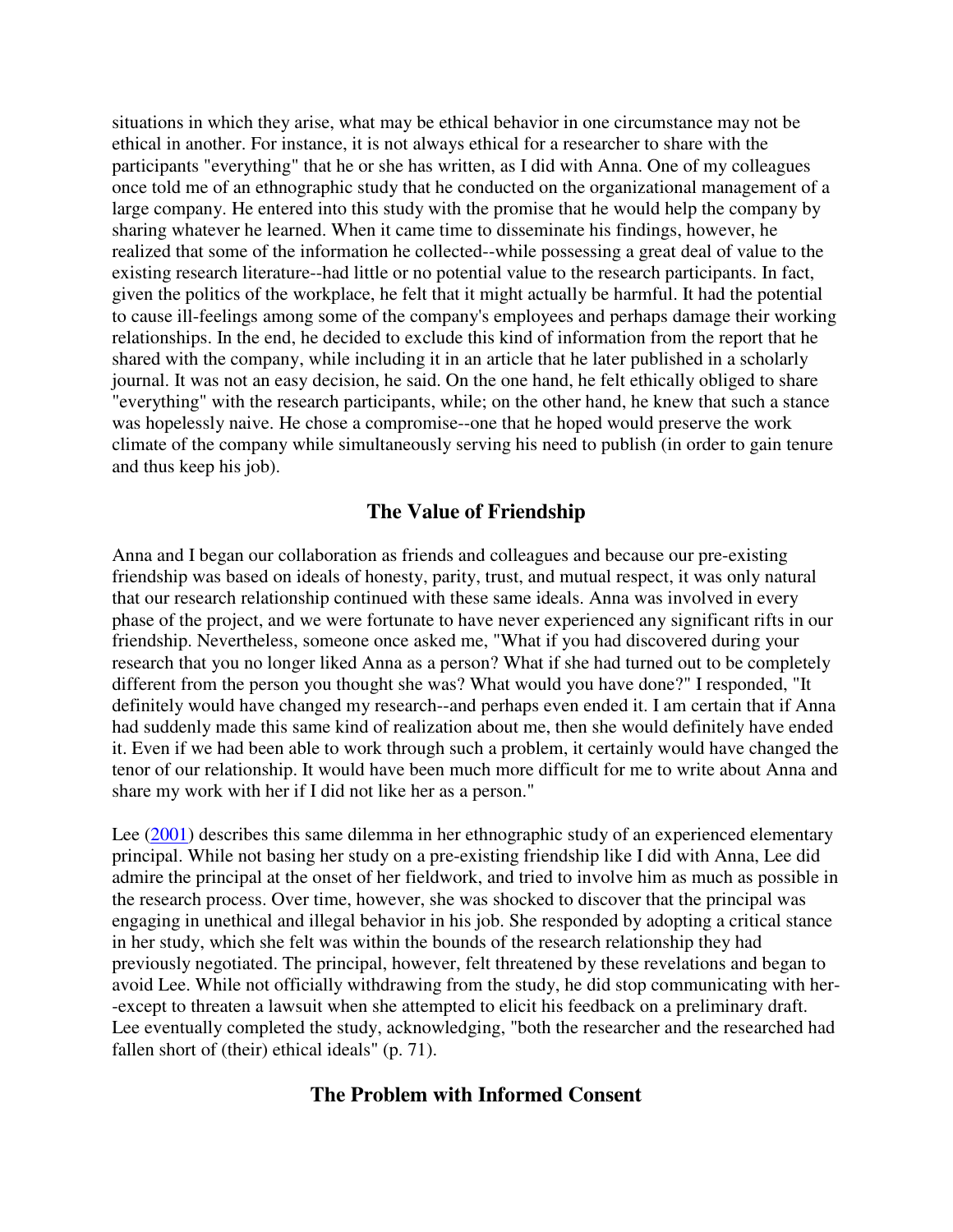situations in which they arise, what may be ethical behavior in one circumstance may not be ethical in another. For instance, it is not always ethical for a researcher to share with the participants "everything" that he or she has written, as I did with Anna. One of my colleagues once told me of an ethnographic study that he conducted on the organizational management of a large company. He entered into this study with the promise that he would help the company by sharing whatever he learned. When it came time to disseminate his findings, however, he realized that some of the information he collected--while possessing a great deal of value to the existing research literature--had little or no potential value to the research participants. In fact, given the politics of the workplace, he felt that it might actually be harmful. It had the potential to cause ill-feelings among some of the company's employees and perhaps damage their working relationships. In the end, he decided to exclude this kind of information from the report that he shared with the company, while including it in an article that he later published in a scholarly journal. It was not an easy decision, he said. On the one hand, he felt ethically obliged to share "everything" with the research participants, while; on the other hand, he knew that such a stance was hopelessly naive. He chose a compromise--one that he hoped would preserve the work climate of the company while simultaneously serving his need to publish (in order to gain tenure and thus keep his job).

## The Value of Friendship

Anna and I began our collaboration as friends and colleagues and because our pre-existing friendship was based on ideals of honesty, parity, trust, and mutual respect, it was only natural that our research relationship continued with these same ideals. Anna was involved in every phase of the project, and we were fortunate to have never experienced any significant rifts in our friendship. Nevertheless, someone once asked me, "What if you had discovered during your research that you no longer liked Anna as a person? What if she had turned out to be completely different from the person you thought she was? What would you have done?" I responded, "It definitely would have changed my research--and perhaps even ended it. I am certain that if Anna had suddenly made this same kind of realization about me, then she would definitely have ended it. Even if we had been able to work through such a problem, it certainly would have changed the tenor of our relationship. It would have been much more difficult for me to write about Anna and share my work with her if I did not like her as a person."

Lee (2001) describes this same dilemma in her ethnographic study of an experienced elementary principal. While not basing her study on a pre-existing friendship like I did with Anna, Lee did admire the principal at the onset of her fieldwork, and tried to involve him as much as possible in the research process. Over time, however, she was shocked to discover that the principal was engaging in unethical and illegal behavior in his job. She responded by adopting a critical stance in her study, which she felt was within the bounds of the research relationship they had previously negotiated. The principal, however, felt threatened by these revelations and began to avoid Lee. While not officially withdrawing from the study, he did stop communicating with her--except to threaten a lawsuit when she attempted to elicit his feedback on a preliminary draft. Lee eventually completed the study, acknowledging, "both the researcher and the researched had fallen short of (their) ethical ideals" (p. 71).

## The Problem with Informed Consent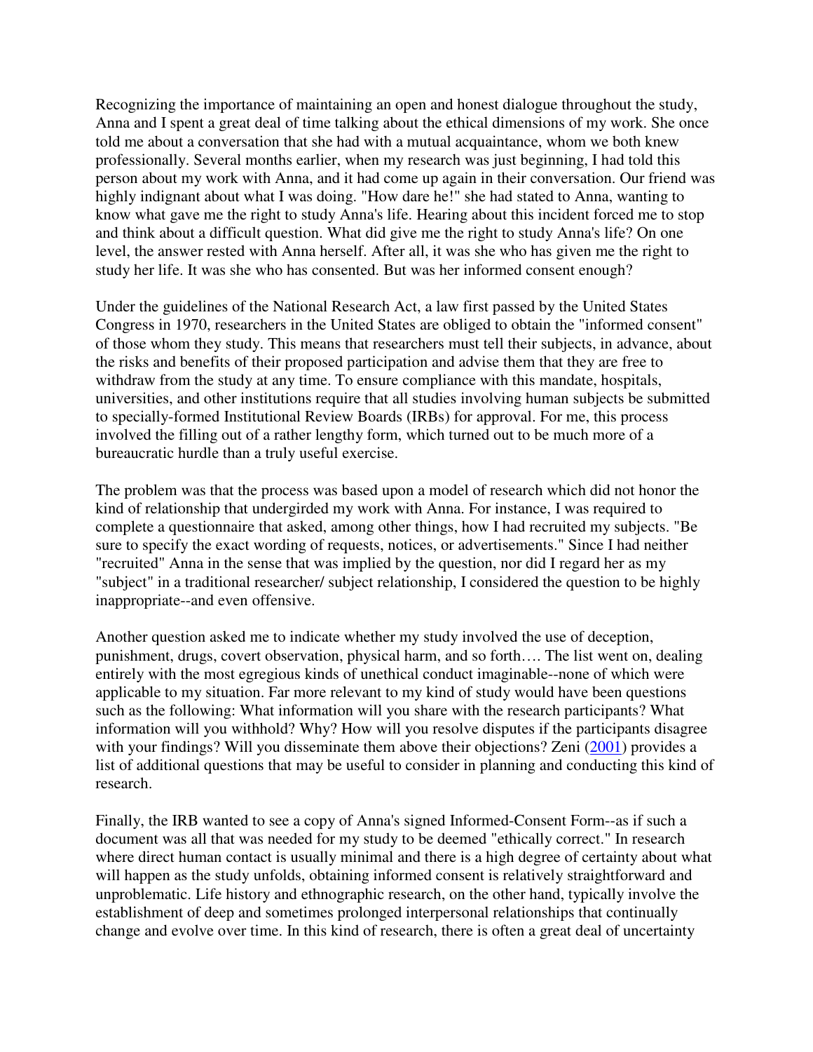Recognizing the importance of maintaining an open and honest dialogue throughout the study, Anna and I spent a great deal of time talking about the ethical dimensions of my work. She once told me about a conversation that she had with a mutual acquaintance, whom we both knew professionally. Several months earlier, when my research was just beginning, I had told this person about my work with Anna, and it had come up again in their conversation. Our friend was highly indignant about what I was doing. "How dare he!" she had stated to Anna, wanting to know what gave me the right to study Anna's life. Hearing about this incident forced me to stop and think about a difficult question. What did give me the right to study Anna's life? On one level, the answer rested with Anna herself. After all, it was she who has given me the right to study her life. It was she who has consented. But was her informed consent enough?

Under the guidelines of the National Research Act, a law first passed by the United States Congress in 1970, researchers in the United States are obliged to obtain the "informed consent" of those whom they study. This means that researchers must tell their subjects, in advance, about the risks and benefits of their proposed participation and advise them that they are free to withdraw from the study at any time. To ensure compliance with this mandate, hospitals, universities, and other institutions require that all studies involving human subjects be submitted to specially-formed Institutional Review Boards (IRBs) for approval. For me, this process involved the filling out of a rather lengthy form, which turned out to be much more of a bureaucratic hurdle than a truly useful exercise.

The problem was that the process was based upon a model of research which did not honor the kind of relationship that undergirded my work with Anna. For instance, I was required to complete a questionnaire that asked, among other things, how I had recruited my subjects. "Be sure to specify the exact wording of requests, notices, or advertisements." Since I had neither "recruited" Anna in the sense that was implied by the question, nor did I regard her as my "subject" in a traditional researcher/ subject relationship, I considered the question to be highly inappropriate--and even offensive.

Another question asked me to indicate whether my study involved the use of deception, punishment, drugs, covert observation, physical harm, and so forth…. The list went on, dealing entirely with the most egregious kinds of unethical conduct imaginable--none of which were applicable to my situation. Far more relevant to my kind of study would have been questions such as the following: What information will you share with the research participants? What information will you withhold? Why? How will you resolve disputes if the participants disagree with your findings? Will you disseminate them above their objections? Zeni (2001) provides a list of additional questions that may be useful to consider in planning and conducting this kind of research.

Finally, the IRB wanted to see a copy of Anna's signed Informed-Consent Form--as if such a document was all that was needed for my study to be deemed "ethically correct." In research where direct human contact is usually minimal and there is a high degree of certainty about what will happen as the study unfolds, obtaining informed consent is relatively straightforward and unproblematic. Life history and ethnographic research, on the other hand, typically involve the establishment of deep and sometimes prolonged interpersonal relationships that continually change and evolve over time. In this kind of research, there is often a great deal of uncertainty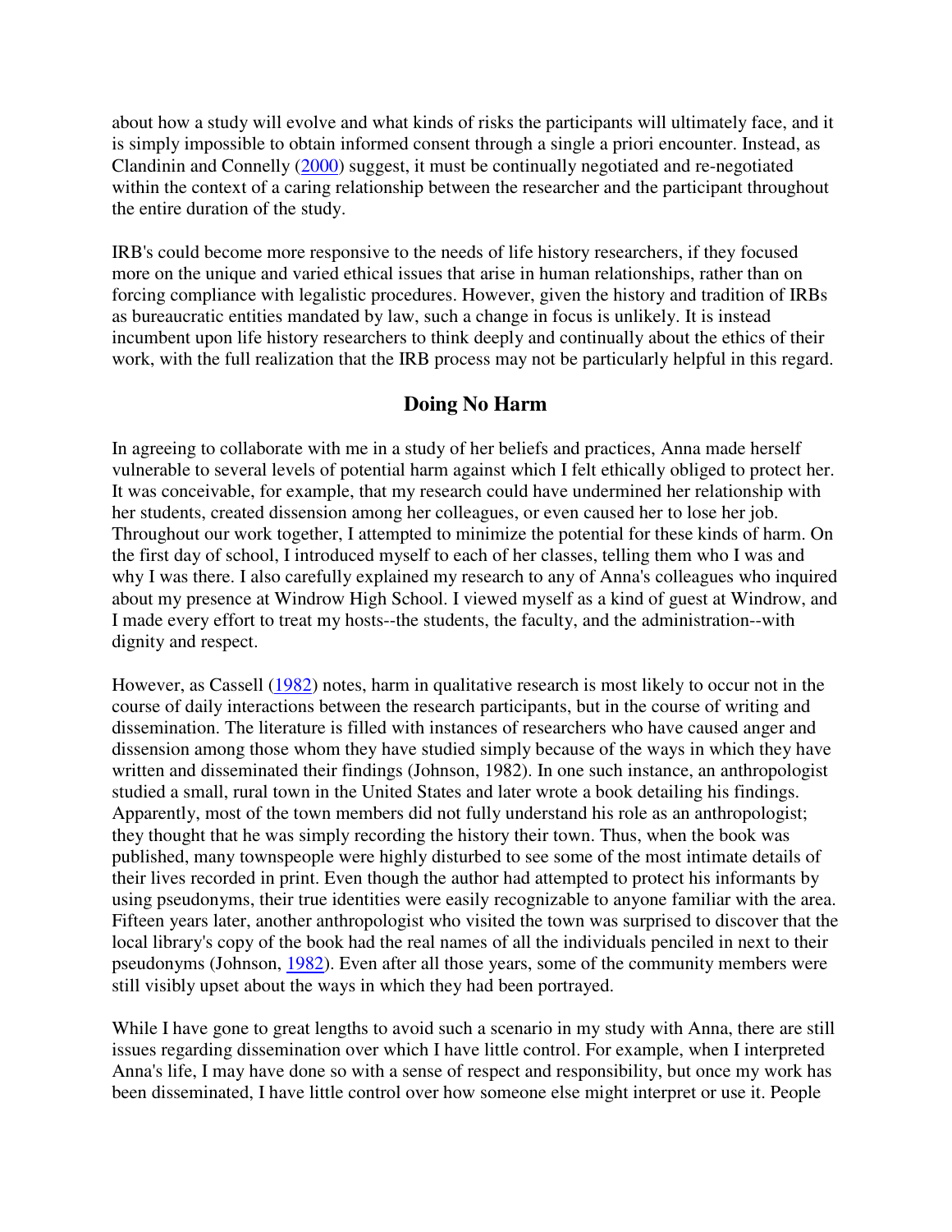about how a study will evolve and what kinds of risks the participants will ultimately face, and it is simply impossible to obtain informed consent through a single a priori encounter. Instead, as Clandinin and Connelly (2000) suggest, it must be continually negotiated and re-negotiated within the context of a caring relationship between the researcher and the participant throughout the entire duration of the study.

IRB's could become more responsive to the needs of life history researchers, if they focused more on the unique and varied ethical issues that arise in human relationships, rather than on forcing compliance with legalistic procedures. However, given the history and tradition of IRBs as bureaucratic entities mandated by law, such a change in focus is unlikely. It is instead incumbent upon life history researchers to think deeply and continually about the ethics of their work, with the full realization that the IRB process may not be particularly helpful in this regard.

## Doing No Harm

In agreeing to collaborate with me in a study of her beliefs and practices, Anna made herself vulnerable to several levels of potential harm against which I felt ethically obliged to protect her. It was conceivable, for example, that my research could have undermined her relationship with her students, created dissension among her colleagues, or even caused her to lose her job. Throughout our work together, I attempted to minimize the potential for these kinds of harm. On the first day of school, I introduced myself to each of her classes, telling them who I was and why I was there. I also carefully explained my research to any of Anna's colleagues who inquired about my presence at Windrow High School. I viewed myself as a kind of guest at Windrow, and I made every effort to treat my hosts--the students, the faculty, and the administration--with dignity and respect.

However, as Cassell (1982) notes, harm in qualitative research is most likely to occur not in the course of daily interactions between the research participants, but in the course of writing and dissemination. The literature is filled with instances of researchers who have caused anger and dissension among those whom they have studied simply because of the ways in which they have written and disseminated their findings (Johnson, 1982). In one such instance, an anthropologist studied a small, rural town in the United States and later wrote a book detailing his findings. Apparently, most of the town members did not fully understand his role as an anthropologist; they thought that he was simply recording the history their town. Thus, when the book was published, many townspeople were highly disturbed to see some of the most intimate details of their lives recorded in print. Even though the author had attempted to protect his informants by using pseudonyms, their true identities were easily recognizable to anyone familiar with the area. Fifteen years later, another anthropologist who visited the town was surprised to discover that the local library's copy of the book had the real names of all the individuals penciled in next to their pseudonyms (Johnson, 1982). Even after all those years, some of the community members were still visibly upset about the ways in which they had been portrayed.

While I have gone to great lengths to avoid such a scenario in my study with Anna, there are still issues regarding dissemination over which I have little control. For example, when I interpreted Anna's life, I may have done so with a sense of respect and responsibility, but once my work has been disseminated, I have little control over how someone else might interpret or use it. People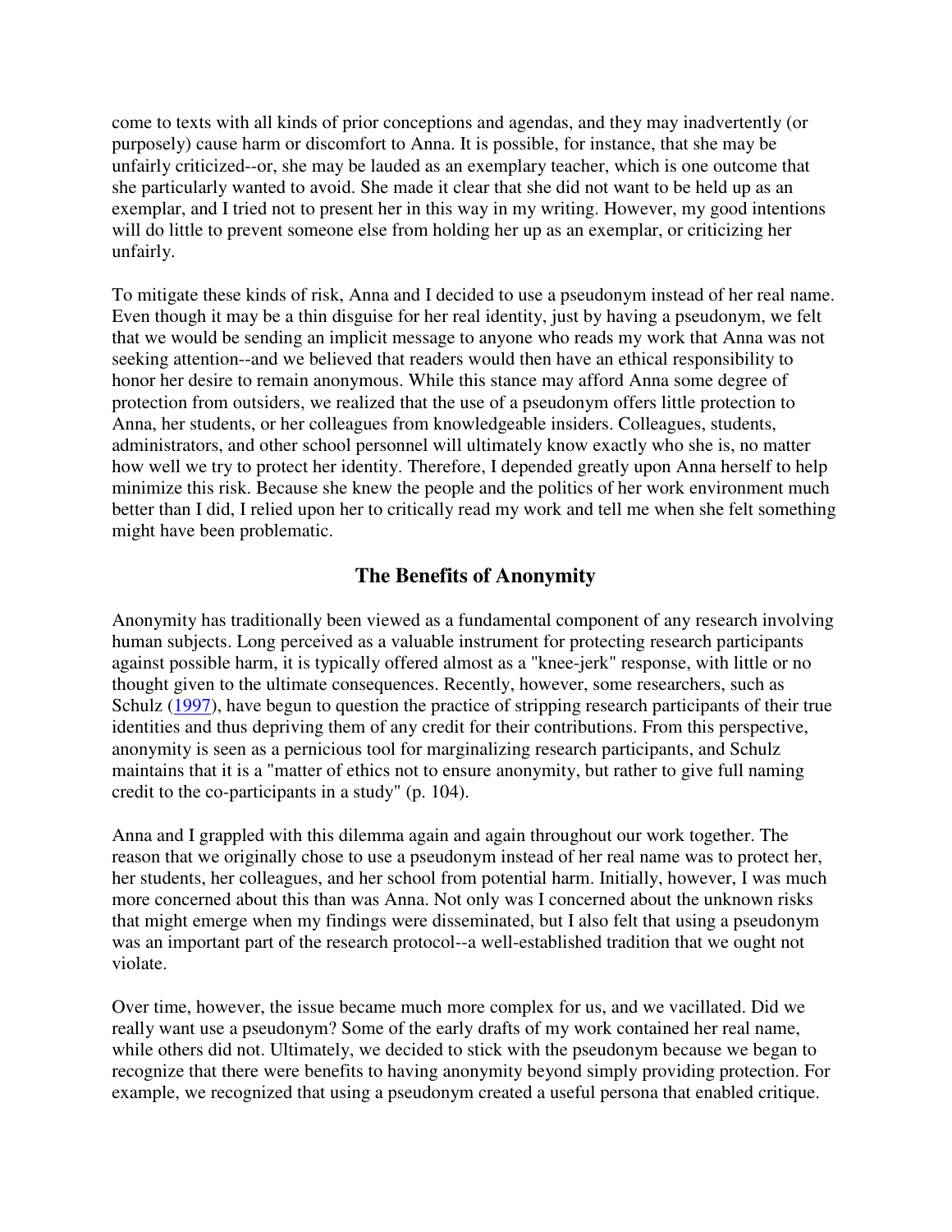come to texts with all kinds of prior conceptions and agendas, and they may inadvertently (or purposely) cause harm or discomfort to Anna. It is possible, for instance, that she may be unfairly criticized--or, she may be lauded as an exemplary teacher, which is one outcome that she particularly wanted to avoid. She made it clear that she did not want to be held up as an exemplar, and I tried not to present her in this way in my writing. However, my good intentions will do little to prevent someone else from holding her up as an exemplar, or criticizing her unfairly.

To mitigate these kinds of risk, Anna and I decided to use a pseudonym instead of her real name. Even though it may be a thin disguise for her real identity, just by having a pseudonym, we felt that we would be sending an implicit message to anyone who reads my work that Anna was not seeking attention--and we believed that readers would then have an ethical responsibility to honor her desire to remain anonymous. While this stance may afford Anna some degree of protection from outsiders, we realized that the use of a pseudonym offers little protection to Anna, her students, or her colleagues from knowledgeable insiders. Colleagues, students, administrators, and other school personnel will ultimately know exactly who she is, no matter how well we try to protect her identity. Therefore, I depended greatly upon Anna herself to help minimize this risk. Because she knew the people and the politics of her work environment much better than I did, I relied upon her to critically read my work and tell me when she felt something might have been problematic.

## The Benefits of Anonymity

Anonymity has traditionally been viewed as a fundamental component of any research involving human subjects. Long perceived as a valuable instrument for protecting research participants against possible harm, it is typically offered almost as a "knee-jerk" response, with little or no thought given to the ultimate consequences. Recently, however, some researchers, such as Schulz (1997), have begun to question the practice of stripping research participants of their true identities and thus depriving them of any credit for their contributions. From this perspective, anonymity is seen as a pernicious tool for marginalizing research participants, and Schulz maintains that it is a "matter of ethics not to ensure anonymity, but rather to give full naming credit to the co-participants in a study" (p. 104).

Anna and I grappled with this dilemma again and again throughout our work together. The reason that we originally chose to use a pseudonym instead of her real name was to protect her, her students, her colleagues, and her school from potential harm. Initially, however, I was much more concerned about this than was Anna. Not only was I concerned about the unknown risks that might emerge when my findings were disseminated, but I also felt that using a pseudonym was an important part of the research protocol--a well-established tradition that we ought not violate.

Over time, however, the issue became much more complex for us, and we vacillated. Did we really want use a pseudonym? Some of the early drafts of my work contained her real name, while others did not. Ultimately, we decided to stick with the pseudonym because we began to recognize that there were benefits to having anonymity beyond simply providing protection. For example, we recognized that using a pseudonym created a useful persona that enabled critique.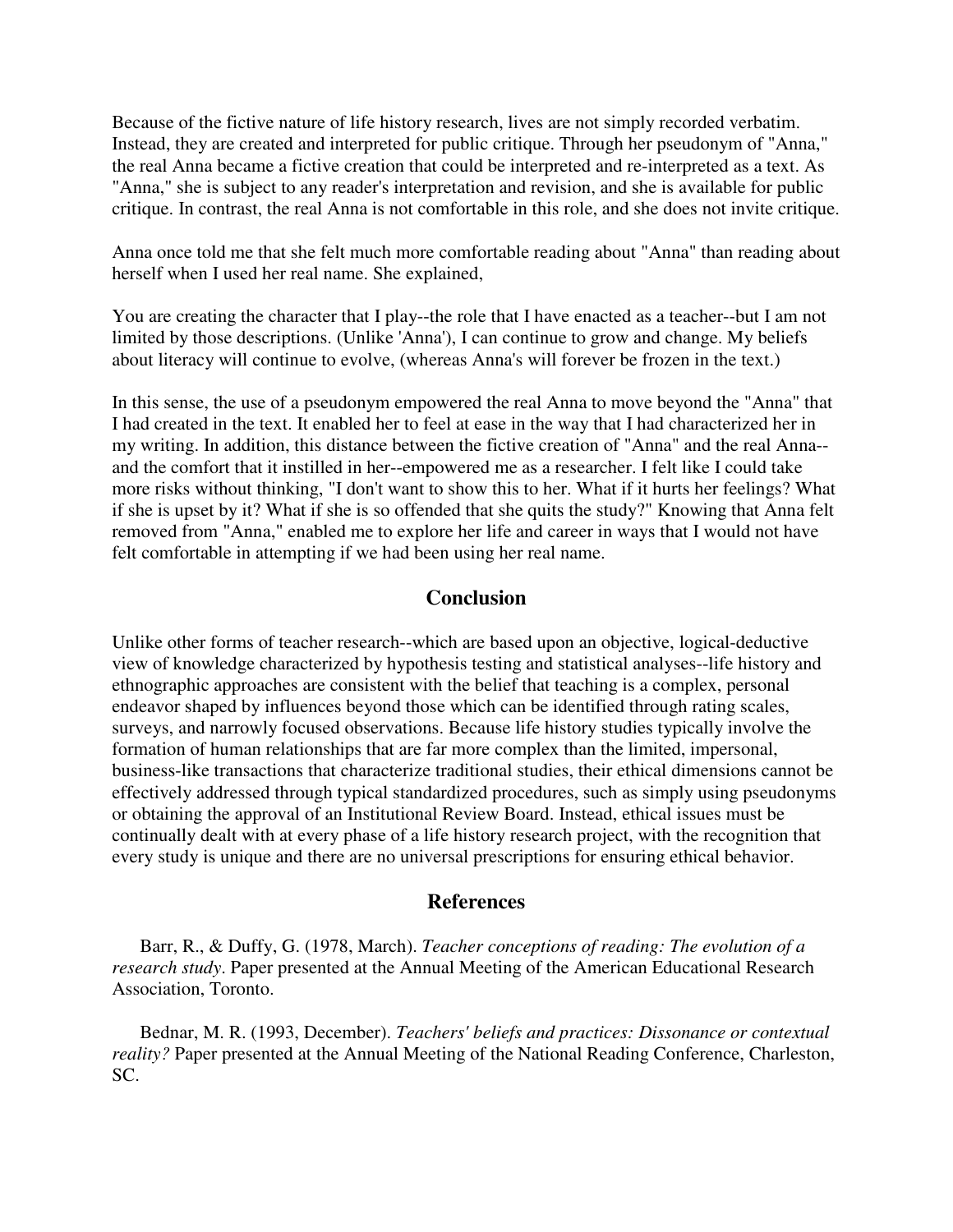Because of the fictive nature of life history research, lives are not simply recorded verbatim. Instead, they are created and interpreted for public critique. Through her pseudonym of "Anna," the real Anna became a fictive creation that could be interpreted and re-interpreted as a text. As "Anna," she is subject to any reader's interpretation and revision, and she is available for public critique. In contrast, the real Anna is not comfortable in this role, and she does not invite critique.

Anna once told me that she felt much more comfortable reading about "Anna" than reading about herself when I used her real name. She explained,

You are creating the character that I play--the role that I have enacted as a teacher--but I am not limited by those descriptions. (Unlike 'Anna'), I can continue to grow and change. My beliefs about literacy will continue to evolve, (whereas Anna's will forever be frozen in the text.)

In this sense, the use of a pseudonym empowered the real Anna to move beyond the "Anna" that I had created in the text. It enabled her to feel at ease in the way that I had characterized her in my writing. In addition, this distance between the fictive creation of "Anna" and the real Anna--and the comfort that it instilled in her--empowered me as a researcher. I felt like I could take more risks without thinking, "I don't want to show this to her. What if it hurts her feelings? What if she is upset by it? What if she is so offended that she quits the study?" Knowing that Anna felt removed from "Anna," enabled me to explore her life and career in ways that I would not have felt comfortable in attempting if we had been using her real name.

## Conclusion

Unlike other forms of teacher research--which are based upon an objective, logical-deductive view of knowledge characterized by hypothesis testing and statistical analyses--life history and ethnographic approaches are consistent with the belief that teaching is a complex, personal endeavor shaped by influences beyond those which can be identified through rating scales, surveys, and narrowly focused observations. Because life history studies typically involve the formation of human relationships that are far more complex than the limited, impersonal, business-like transactions that characterize traditional studies, their ethical dimensions cannot be effectively addressed through typical standardized procedures, such as simply using pseudonyms or obtaining the approval of an Institutional Review Board. Instead, ethical issues must be continually dealt with at every phase of a life history research project, with the recognition that every study is unique and there are no universal prescriptions for ensuring ethical behavior.

## References

Barr, R., & Duffy, G. (1978, March). *Teacher conceptions of reading: The evolution of a research study*. Paper presented at the Annual Meeting of the American Educational Research Association, Toronto.

Bednar, M. R. (1993, December). *Teachers' beliefs and practices: Dissonance or contextual reality?* Paper presented at the Annual Meeting of the National Reading Conference, Charleston, SC.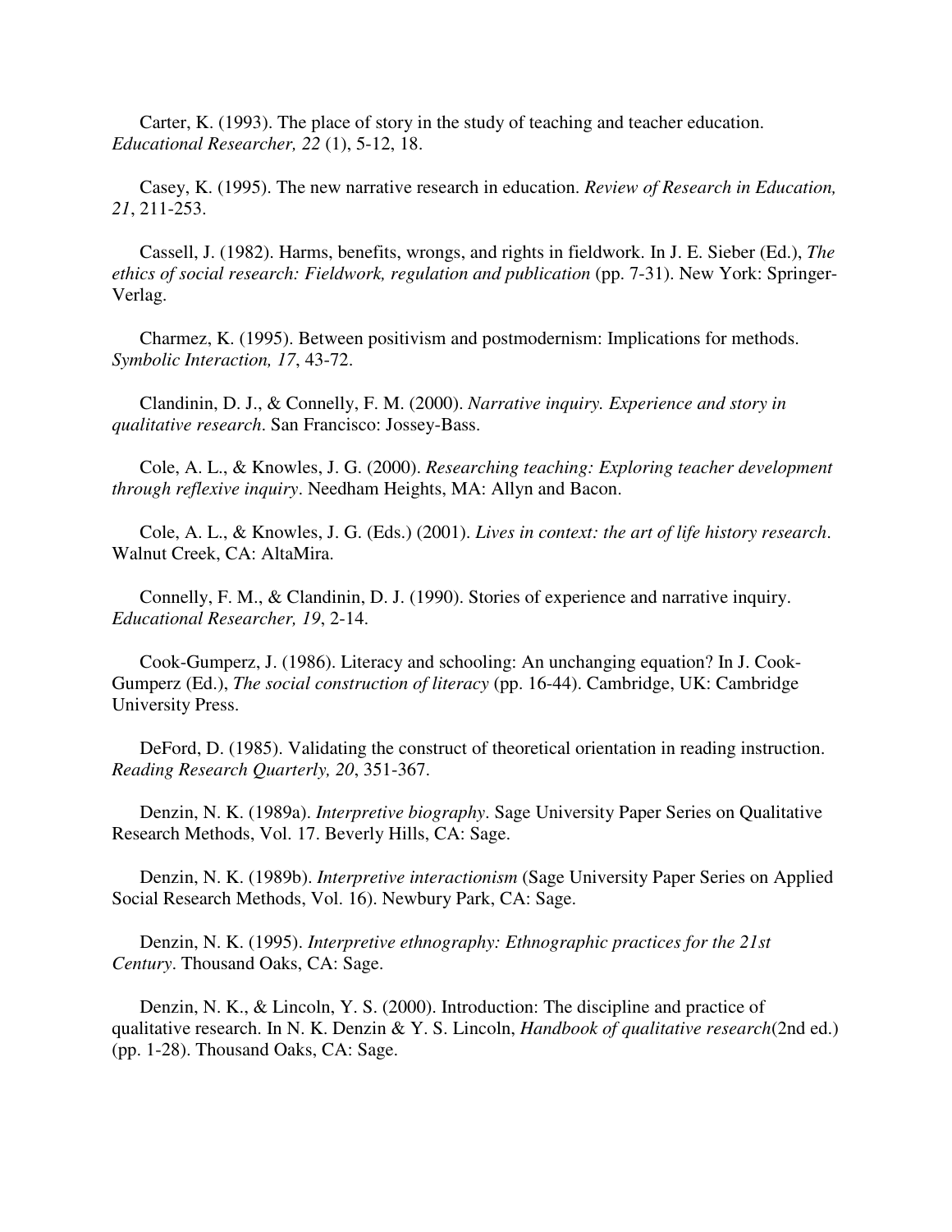Carter, K. (1993). The place of story in the study of teaching and teacher education. *Educational Researcher, 22* (1), 5-12, 18.

Casey, K. (1995). The new narrative research in education. *Review of Research in Education, 21*, 211-253.

Cassell, J. (1982). Harms, benefits, wrongs, and rights in fieldwork. In J. E. Sieber (Ed.), *The ethics of social research: Fieldwork, regulation and publication* (pp. 7-31). New York: Springer-Verlag.

Charmez, K. (1995). Between positivism and postmodernism: Implications for methods. *Symbolic Interaction, 17*, 43-72.

Clandinin, D. J., & Connelly, F. M. (2000). *Narrative inquiry. Experience and story in qualitative research*. San Francisco: Jossey-Bass.

Cole, A. L., & Knowles, J. G. (2000). *Researching teaching: Exploring teacher development through reflexive inquiry*. Needham Heights, MA: Allyn and Bacon.

Cole, A. L., & Knowles, J. G. (Eds.) (2001). *Lives in context: the art of life history research*. Walnut Creek, CA: AltaMira.

Connelly, F. M., & Clandinin, D. J. (1990). Stories of experience and narrative inquiry. *Educational Researcher, 19*, 2-14.

Cook-Gumperz, J. (1986). Literacy and schooling: An unchanging equation? In J. Cook-Gumperz (Ed.), *The social construction of literacy* (pp. 16-44). Cambridge, UK: Cambridge University Press.

DeFord, D. (1985). Validating the construct of theoretical orientation in reading instruction. *Reading Research Quarterly, 20*, 351-367.

Denzin, N. K. (1989a). *Interpretive biography*. Sage University Paper Series on Qualitative Research Methods, Vol. 17. Beverly Hills, CA: Sage.

Denzin, N. K. (1989b). *Interpretive interactionism* (Sage University Paper Series on Applied Social Research Methods, Vol. 16). Newbury Park, CA: Sage.

Denzin, N. K. (1995). *Interpretive ethnography: Ethnographic practices for the 21st Century*. Thousand Oaks, CA: Sage.

Denzin, N. K., & Lincoln, Y. S. (2000). Introduction: The discipline and practice of qualitative research. In N. K. Denzin & Y. S. Lincoln, *Handbook of qualitative research*(2nd ed.) (pp. 1-28). Thousand Oaks, CA: Sage.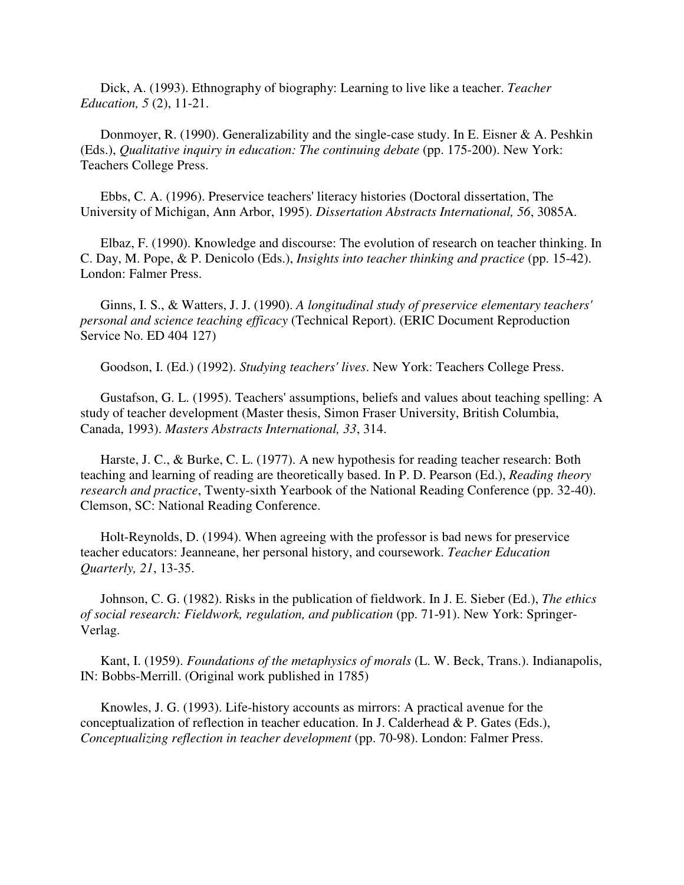Dick, A. (1993). Ethnography of biography: Learning to live like a teacher. *Teacher Education, 5* (2), 11-21.

Donmoyer, R. (1990). Generalizability and the single-case study. In E. Eisner & A. Peshkin (Eds.), *Qualitative inquiry in education: The continuing debate* (pp. 175-200). New York: Teachers College Press.

Ebbs, C. A. (1996). Preservice teachers' literacy histories (Doctoral dissertation, The University of Michigan, Ann Arbor, 1995). *Dissertation Abstracts International, 56*, 3085A.

Elbaz, F. (1990). Knowledge and discourse: The evolution of research on teacher thinking. In C. Day, M. Pope, & P. Denicolo (Eds.), *Insights into teacher thinking and practice* (pp. 15-42). London: Falmer Press.

Ginns, I. S., & Watters, J. J. (1990). *A longitudinal study of preservice elementary teachers' personal and science teaching efficacy* (Technical Report). (ERIC Document Reproduction Service No. ED 404 127)

Goodson, I. (Ed.) (1992). *Studying teachers' lives*. New York: Teachers College Press.

Gustafson, G. L. (1995). Teachers' assumptions, beliefs and values about teaching spelling: A study of teacher development (Master thesis, Simon Fraser University, British Columbia, Canada, 1993). *Masters Abstracts International, 33*, 314.

Harste, J. C., & Burke, C. L. (1977). A new hypothesis for reading teacher research: Both teaching and learning of reading are theoretically based. In P. D. Pearson (Ed.), *Reading theory research and practice*, Twenty-sixth Yearbook of the National Reading Conference (pp. 32-40). Clemson, SC: National Reading Conference.

Holt-Reynolds, D. (1994). When agreeing with the professor is bad news for preservice teacher educators: Jeanneane, her personal history, and coursework. *Teacher Education Quarterly, 21*, 13-35.

Johnson, C. G. (1982). Risks in the publication of fieldwork. In J. E. Sieber (Ed.), *The ethics of social research: Fieldwork, regulation, and publication* (pp. 71-91). New York: Springer-Verlag.

Kant, I. (1959). *Foundations of the metaphysics of morals* (L. W. Beck, Trans.). Indianapolis, IN: Bobbs-Merrill. (Original work published in 1785)

Knowles, J. G. (1993). Life-history accounts as mirrors: A practical avenue for the conceptualization of reflection in teacher education. In J. Calderhead & P. Gates (Eds.), *Conceptualizing reflection in teacher development* (pp. 70-98). London: Falmer Press.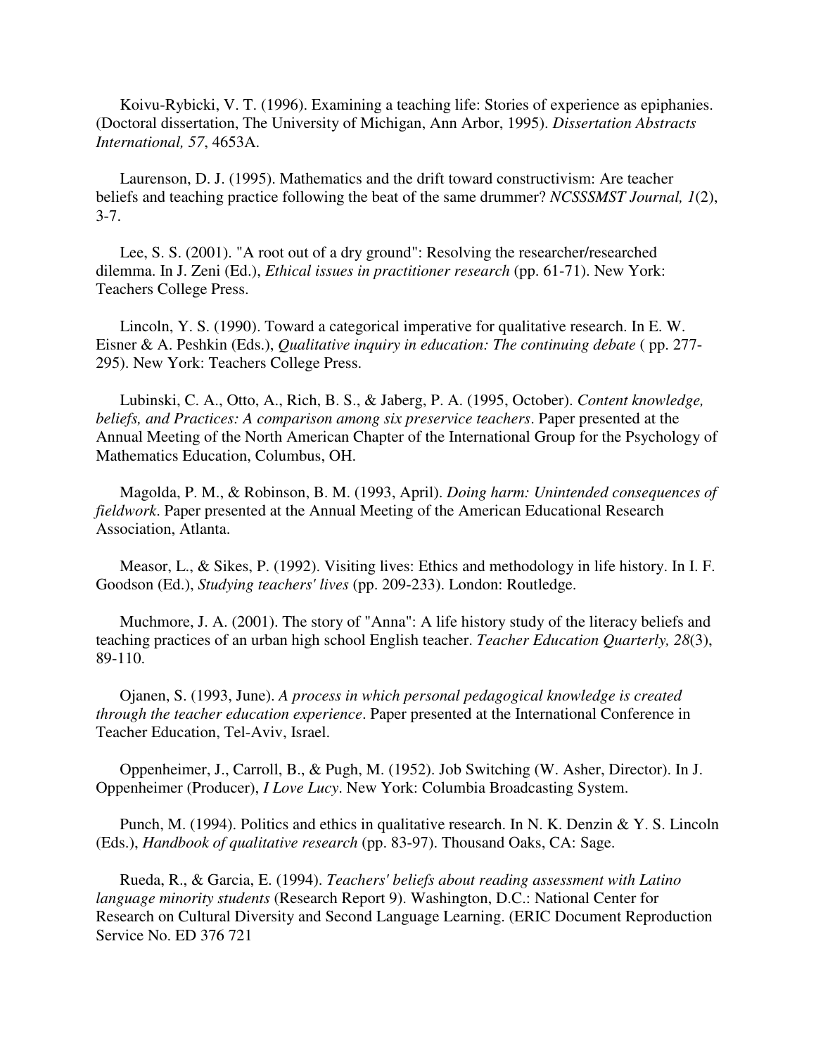Koivu-Rybicki, V. T. (1996). Examining a teaching life: Stories of experience as epiphanies. (Doctoral dissertation, The University of Michigan, Ann Arbor, 1995). *Dissertation Abstracts International, 57*, 4653A.

Laurenson, D. J. (1995). Mathematics and the drift toward constructivism: Are teacher beliefs and teaching practice following the beat of the same drummer? *NCSSSMST Journal, 1*(2), 3-7.

Lee, S. S. (2001). "A root out of a dry ground": Resolving the researcher/researched dilemma. In J. Zeni (Ed.), *Ethical issues in practitioner research* (pp. 61-71). New York: Teachers College Press.

Lincoln, Y. S. (1990). Toward a categorical imperative for qualitative research. In E. W. Eisner & A. Peshkin (Eds.), *Qualitative inquiry in education: The continuing debate* ( pp. 277-295). New York: Teachers College Press.

Lubinski, C. A., Otto, A., Rich, B. S., & Jaberg, P. A. (1995, October). *Content knowledge, beliefs, and Practices: A comparison among six preservice teachers*. Paper presented at the Annual Meeting of the North American Chapter of the International Group for the Psychology of Mathematics Education, Columbus, OH.

Magolda, P. M., & Robinson, B. M. (1993, April). *Doing harm: Unintended consequences of fieldwork*. Paper presented at the Annual Meeting of the American Educational Research Association, Atlanta.

Measor, L., & Sikes, P. (1992). Visiting lives: Ethics and methodology in life history. In I. F. Goodson (Ed.), *Studying teachers' lives* (pp. 209-233). London: Routledge.

Muchmore, J. A. (2001). The story of "Anna": A life history study of the literacy beliefs and teaching practices of an urban high school English teacher. *Teacher Education Quarterly, 28*(3), 89-110.

Ojanen, S. (1993, June). *A process in which personal pedagogical knowledge is created through the teacher education experience*. Paper presented at the International Conference in Teacher Education, Tel-Aviv, Israel.

Oppenheimer, J., Carroll, B., & Pugh, M. (1952). Job Switching (W. Asher, Director). In J. Oppenheimer (Producer), *I Love Lucy*. New York: Columbia Broadcasting System.

Punch, M. (1994). Politics and ethics in qualitative research. In N. K. Denzin & Y. S. Lincoln (Eds.), *Handbook of qualitative research* (pp. 83-97). Thousand Oaks, CA: Sage.

Rueda, R., & Garcia, E. (1994). *Teachers' beliefs about reading assessment with Latino language minority students* (Research Report 9). Washington, D.C.: National Center for Research on Cultural Diversity and Second Language Learning. (ERIC Document Reproduction Service No. ED 376 721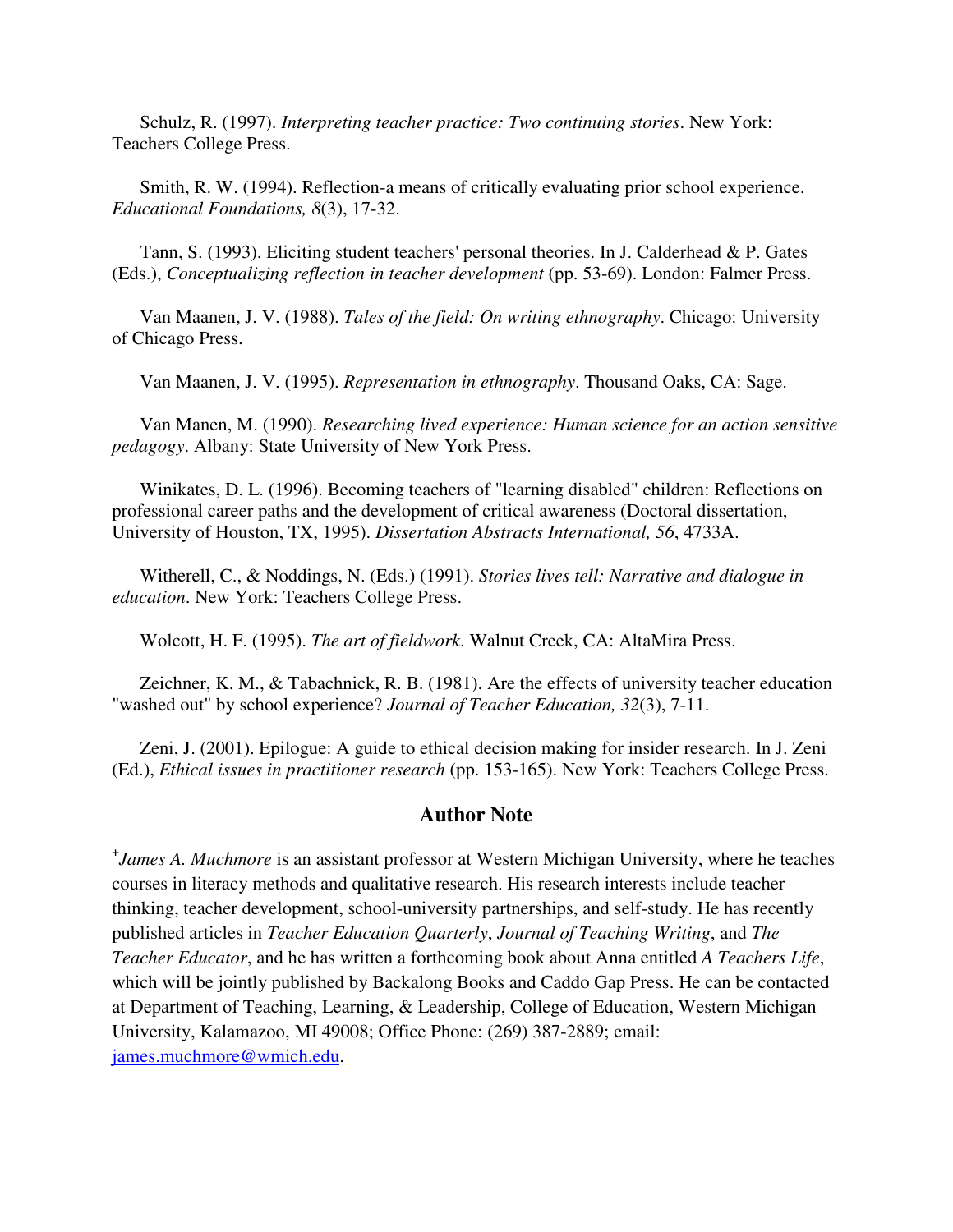Schulz, R. (1997). *Interpreting teacher practice: Two continuing stories*. New York: Teachers College Press.

Smith, R. W. (1994). Reflection-a means of critically evaluating prior school experience. *Educational Foundations, 8*(3), 17-32.

Tann, S. (1993). Eliciting student teachers' personal theories. In J. Calderhead & P. Gates (Eds.), *Conceptualizing reflection in teacher development* (pp. 53-69). London: Falmer Press.

Van Maanen, J. V. (1988). *Tales of the field: On writing ethnography*. Chicago: University of Chicago Press.

Van Maanen, J. V. (1995). *Representation in ethnography*. Thousand Oaks, CA: Sage.

Van Manen, M. (1990). *Researching lived experience: Human science for an action sensitive pedagogy*. Albany: State University of New York Press.

Winikates, D. L. (1996). Becoming teachers of "learning disabled" children: Reflections on professional career paths and the development of critical awareness (Doctoral dissertation, University of Houston, TX, 1995). *Dissertation Abstracts International, 56*, 4733A.

Witherell, C., & Noddings, N. (Eds.) (1991). *Stories lives tell: Narrative and dialogue in education*. New York: Teachers College Press.

Wolcott, H. F. (1995). *The art of fieldwork*. Walnut Creek, CA: AltaMira Press.

Zeichner, K. M., & Tabachnick, R. B. (1981). Are the effects of university teacher education "washed out" by school experience? *Journal of Teacher Education, 32*(3), 7-11.

Zeni, J. (2001). Epilogue: A guide to ethical decision making for insider research. In J. Zeni (Ed.), *Ethical issues in practitioner research* (pp. 153-165). New York: Teachers College Press.

## Author Note

[+]*James A. Muchmore* is an assistant professor at Western Michigan University, where he teaches courses in literacy methods and qualitative research. His research interests include teacher thinking, teacher development, school-university partnerships, and self-study. He has recently published articles in *Teacher Education Quarterly*, *Journal of Teaching Writing*, and *The Teacher Educator*, and he has written a forthcoming book about Anna entitled *A Teachers Life*, which will be jointly published by Backalong Books and Caddo Gap Press. He can be contacted at Department of Teaching, Learning, & Leadership, College of Education, Western Michigan University, Kalamazoo, MI 49008; Office Phone: (269) 387-2889; email: james.muchmore@wmich.edu.